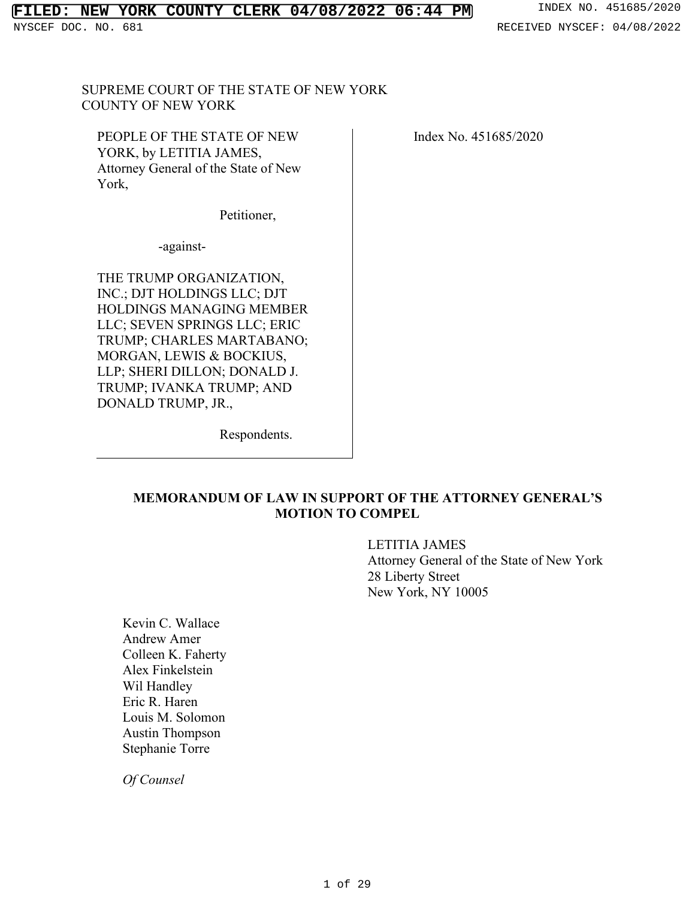SUPREME COURT OF THE STATE OF NEW YORK
COUNTY OF NEW YORK

| | |
|---|---|
| PEOPLE OF THE STATE OF NEW YORK, by LETITIA JAMES, Attorney General of the State of New York,<br><br>Petitioner,<br><br>-against-<br><br>THE TRUMP ORGANIZATION, INC.; DJT HOLDINGS LLC; DJT HOLDINGS MANAGING MEMBER LLC; SEVEN SPRINGS LLC; ERIC TRUMP; CHARLES MARTABANO; MORGAN, LEWIS & BOCKIUS, LLP; SHERI DILLON; DONALD J. TRUMP; IVANKA TRUMP; AND DONALD TRUMP, JR.,<br><br>Respondents. | Index No. 451685/2020 |

**MEMORANDUM OF LAW IN SUPPORT OF THE ATTORNEY GENERAL'S MOTION TO COMPEL**

LETITIA JAMES
Attorney General of the State of New York
28 Liberty Street
New York, NY 10005

Kevin C. Wallace
Andrew Amer
Colleen K. Faherty
Alex Finkelstein
Wil Handley
Eric R. Haren
Louis M. Solomon
Austin Thompson
Stephanie Torre

*Of Counsel*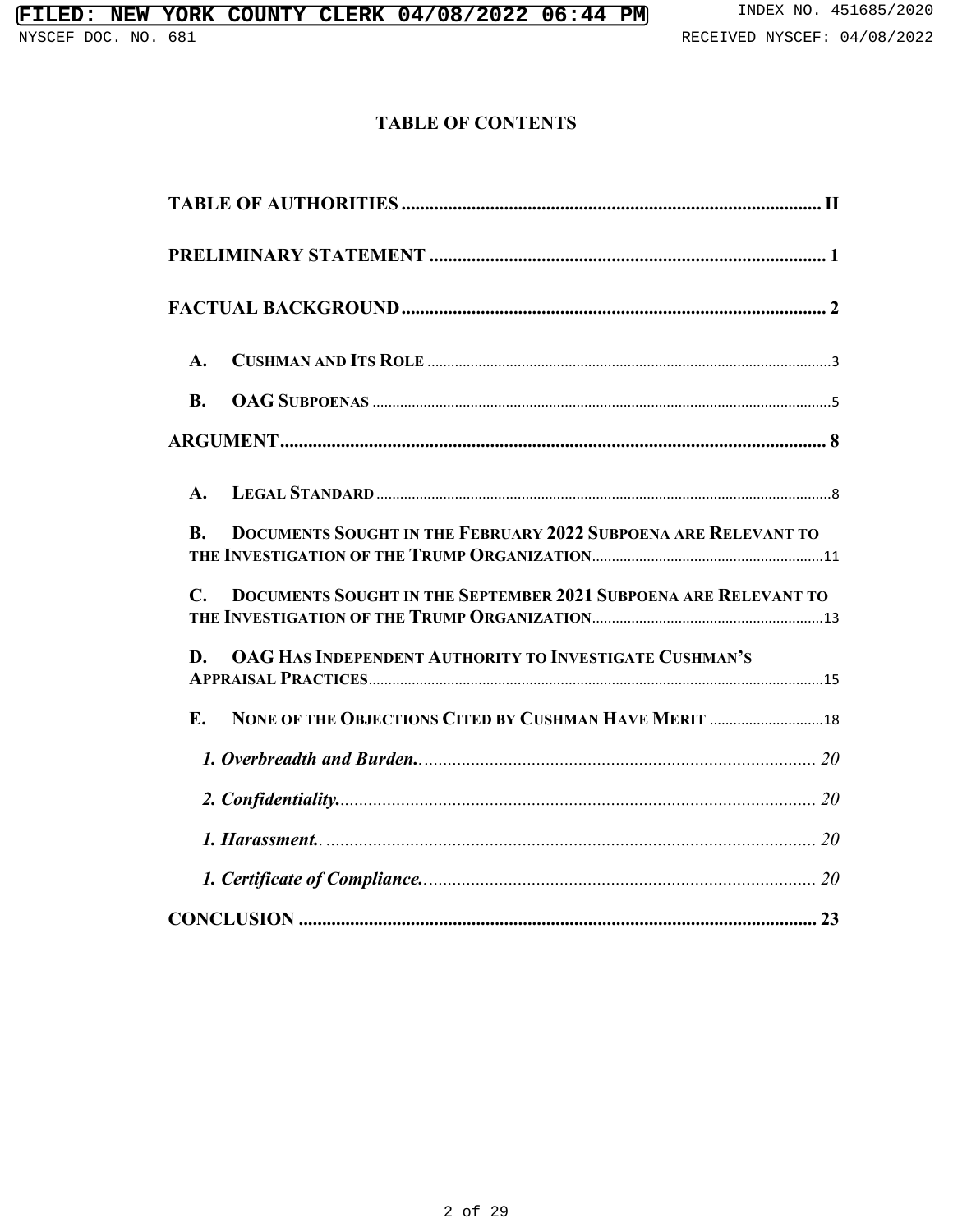# TABLE OF CONTENTS

TABLE OF AUTHORITIES .......................................................................................... II

PRELIMINARY STATEMENT ..................................................................................... 1

FACTUAL BACKGROUND .......................................................................................... 2

A. CUSHMAN AND ITS ROLE ...................................................................................... 3

B. OAG SUBPOENAS ................................................................................................... 5

ARGUMENT ..................................................................................................................... 8

A. LEGAL STANDARD .................................................................................................. 8

B. DOCUMENTS SOUGHT IN THE FEBRUARY 2022 SUBPOENA ARE RELEVANT TO THE INVESTIGATION OF THE TRUMP ORGANIZATION ........................................................ 11

C. DOCUMENTS SOUGHT IN THE SEPTEMBER 2021 SUBPOENA ARE RELEVANT TO THE INVESTIGATION OF THE TRUMP ORGANIZATION ........................................................ 13

D. OAG HAS INDEPENDENT AUTHORITY TO INVESTIGATE CUSHMAN'S APPRAISAL PRACTICES ................................................................................................. 15

E. NONE OF THE OBJECTIONS CITED BY CUSHMAN HAVE MERIT ............................ 18

*1. Overbreadth and Burden.* ........................................................................................ 20

*2. Confidentiality.* ....................................................................................................... 20

*1. Harassment.* ............................................................................................................ 20

*1. Certificate of Compliance.* ..................................................................................... 20

CONCLUSION ................................................................................................................ 23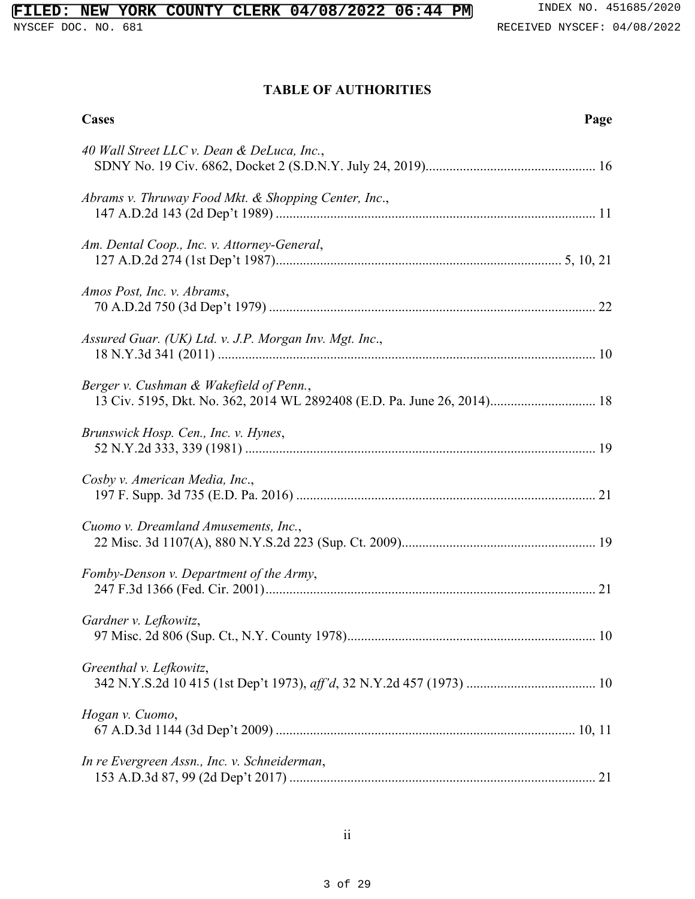## TABLE OF AUTHORITIES

**Cases** **Page**

*40 Wall Street LLC v. Dean & DeLuca, Inc.*,
SDNY No. 19 Civ. 6862, Docket 2 (S.D.N.Y. July 24, 2019).................................................. 16

*Abrams v. Thruway Food Mkt. & Shopping Center, Inc.*,
147 A.D.2d 143 (2d Dep't 1989) ............................................................................................. 11

*Am. Dental Coop., Inc. v. Attorney-General*,
127 A.D.2d 274 (1st Dep't 1987).................................................................................. 5, 10, 21

*Amos Post, Inc. v. Abrams*,
70 A.D.2d 750 (3d Dep't 1979) ................................................................................................ 22

*Assured Guar. (UK) Ltd. v. J.P. Morgan Inv. Mgt. Inc.*,
18 N.Y.3d 341 (2011) ............................................................................................................... 10

*Berger v. Cushman & Wakefield of Penn.*,
13 Civ. 5195, Dkt. No. 362, 2014 WL 2892408 (E.D. Pa. June 26, 2014)............................... 18

*Brunswick Hosp. Cen., Inc. v. Hynes*,
52 N.Y.2d 333, 339 (1981) ....................................................................................................... 19

*Cosby v. American Media, Inc.*,
197 F. Supp. 3d 735 (E.D. Pa. 2016) ........................................................................................ 21

*Cuomo v. Dreamland Amusements, Inc.*,
22 Misc. 3d 1107(A), 880 N.Y.S.2d 223 (Sup. Ct. 2009)......................................................... 19

*Fomby-Denson v. Department of the Army*,
247 F.3d 1366 (Fed. Cir. 2001)................................................................................................. 21

*Gardner v. Lefkowitz*,
97 Misc. 2d 806 (Sup. Ct., N.Y. County 1978)......................................................................... 10

*Greenthal v. Lefkowitz*,
342 N.Y.S.2d 10 415 (1st Dep't 1973), *aff'd*, 32 N.Y.2d 457 (1973) ...................................... 10

*Hogan v. Cuomo*,
67 A.D.3d 1144 (3d Dep't 2009) ......................................................................................... 10, 11

*In re Evergreen Assn., Inc. v. Schneiderman*,
153 A.D.3d 87, 99 (2d Dep't 2017) .......................................................................................... 21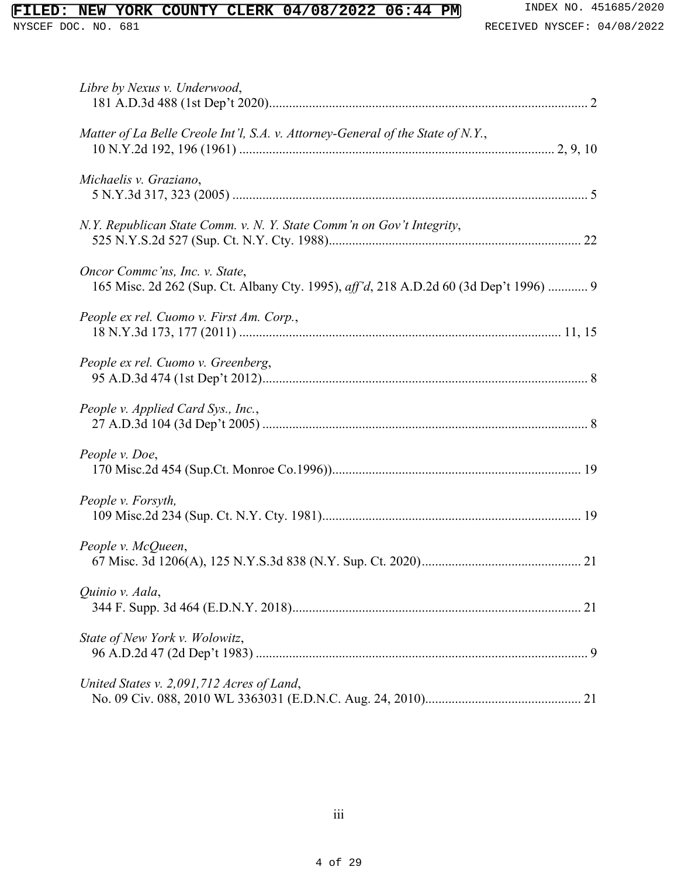*Libre by Nexus v. Underwood*,
181 A.D.3d 488 (1st Dep't 2020)................................................................................................ 2

*Matter of La Belle Creole Int'l, S.A. v. Attorney-General of the State of N.Y.*,
10 N.Y.2d 192, 196 (1961) ............................................................................................. 2, 9, 10

*Michaelis v. Graziano*,
5 N.Y.3d 317, 323 (2005) .......................................................................................................... 5

*N.Y. Republican State Comm. v. N. Y. State Comm'n on Gov't Integrity*,
525 N.Y.S.2d 527 (Sup. Ct. N.Y. Cty. 1988)........................................................................... 22

*Oncor Commc'ns, Inc. v. State*,
165 Misc. 2d 262 (Sup. Ct. Albany Cty. 1995), *aff'd*, 218 A.D.2d 60 (3d Dep't 1996) ............ 9

*People ex rel. Cuomo v. First Am. Corp.*,
18 N.Y.3d 173, 177 (2011) ................................................................................................ 11, 15

*People ex rel. Cuomo v. Greenberg*,
95 A.D.3d 474 (1st Dep't 2012).................................................................................................. 8

*People v. Applied Card Sys., Inc.*,
27 A.D.3d 104 (3d Dep't 2005) .................................................................................................. 8

*People v. Doe*,
170 Misc.2d 454 (Sup.Ct. Monroe Co.1996))........................................................................... 19

*People v. Forsyth,*
109 Misc.2d 234 (Sup. Ct. N.Y. Cty. 1981)............................................................................. 19

*People v. McQueen*,
67 Misc. 3d 1206(A), 125 N.Y.S.3d 838 (N.Y. Sup. Ct. 2020)................................................ 21

*Quinio v. Aala*,
344 F. Supp. 3d 464 (E.D.N.Y. 2018)....................................................................................... 21

*State of New York v. Wolowitz*,
96 A.D.2d 47 (2d Dep't 1983) .................................................................................................... 9

*United States v. 2,091,712 Acres of Land*,
No. 09 Civ. 088, 2010 WL 3363031 (E.D.N.C. Aug. 24, 2010)............................................... 21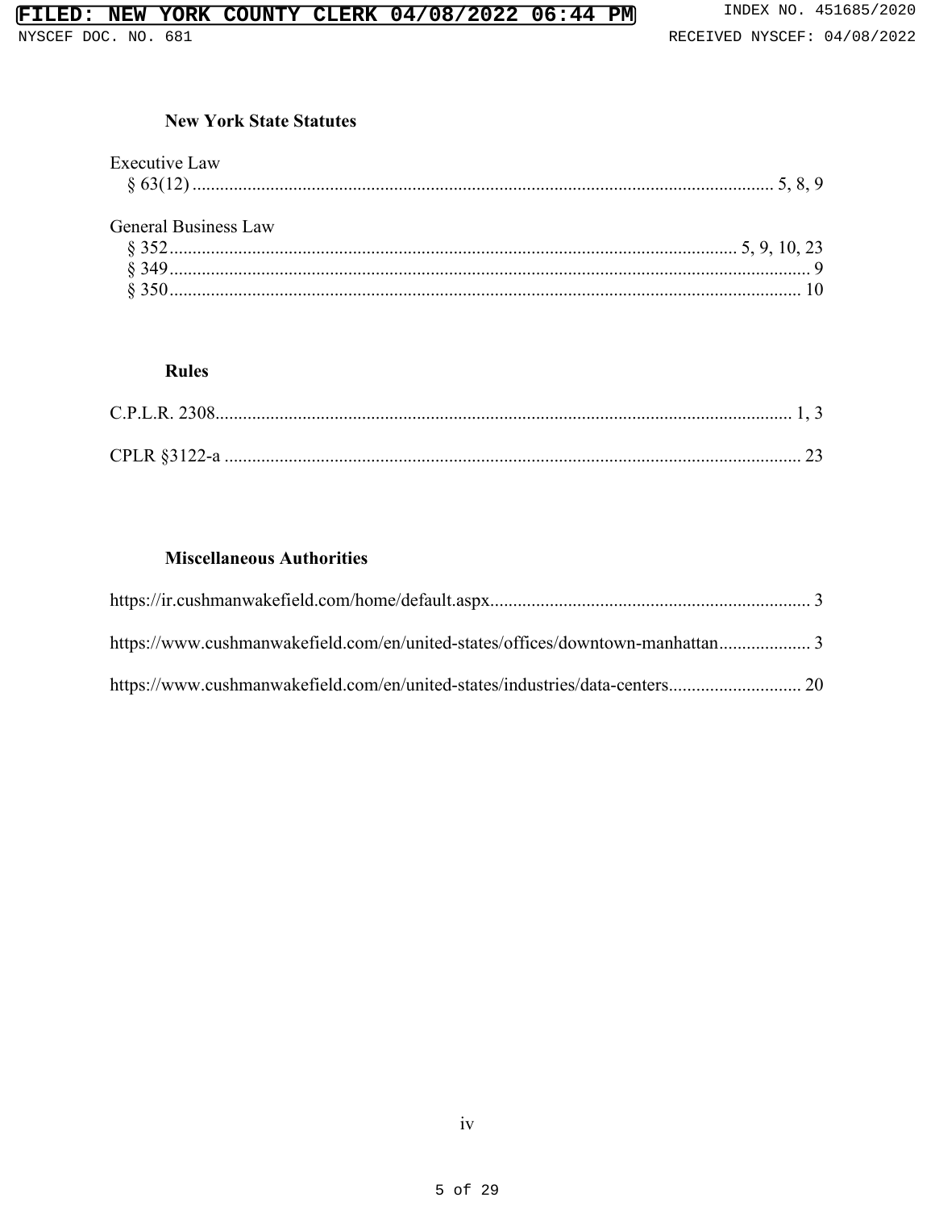**New York State Statutes**

Executive Law
§ 63(12) .......... 5, 8, 9

General Business Law
§ 352 .......... 5, 9, 10, 23
§ 349 .......... 9
§ 350 .......... 10

**Rules**

C.P.L.R. 2308 .......... 1, 3

CPLR §3122-a .......... 23

**Miscellaneous Authorities**

https://ir.cushmanwakefield.com/home/default.aspx .......... 3

https://www.cushmanwakefield.com/en/united-states/offices/downtown-manhattan .......... 3

https://www.cushmanwakefield.com/en/united-states/industries/data-centers .......... 20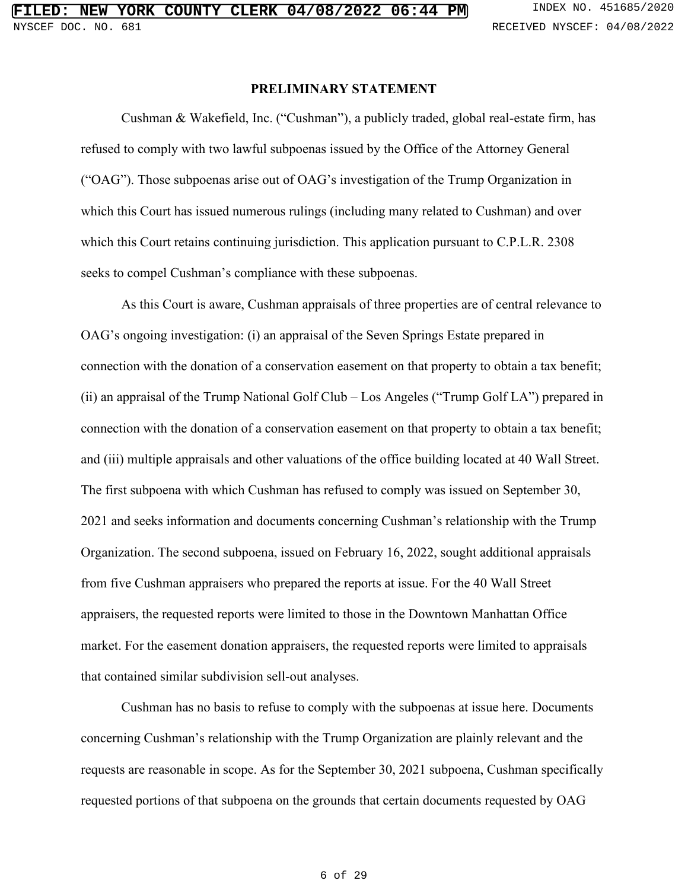## PRELIMINARY STATEMENT

Cushman & Wakefield, Inc. ("Cushman"), a publicly traded, global real-estate firm, has refused to comply with two lawful subpoenas issued by the Office of the Attorney General ("OAG"). Those subpoenas arise out of OAG's investigation of the Trump Organization in which this Court has issued numerous rulings (including many related to Cushman) and over which this Court retains continuing jurisdiction. This application pursuant to C.P.L.R. 2308 seeks to compel Cushman's compliance with these subpoenas.

As this Court is aware, Cushman appraisals of three properties are of central relevance to OAG's ongoing investigation: (i) an appraisal of the Seven Springs Estate prepared in connection with the donation of a conservation easement on that property to obtain a tax benefit; (ii) an appraisal of the Trump National Golf Club – Los Angeles ("Trump Golf LA") prepared in connection with the donation of a conservation easement on that property to obtain a tax benefit; and (iii) multiple appraisals and other valuations of the office building located at 40 Wall Street. The first subpoena with which Cushman has refused to comply was issued on September 30, 2021 and seeks information and documents concerning Cushman's relationship with the Trump Organization. The second subpoena, issued on February 16, 2022, sought additional appraisals from five Cushman appraisers who prepared the reports at issue. For the 40 Wall Street appraisers, the requested reports were limited to those in the Downtown Manhattan Office market. For the easement donation appraisers, the requested reports were limited to appraisals that contained similar subdivision sell-out analyses.

Cushman has no basis to refuse to comply with the subpoenas at issue here. Documents concerning Cushman's relationship with the Trump Organization are plainly relevant and the requests are reasonable in scope. As for the September 30, 2021 subpoena, Cushman specifically requested portions of that subpoena on the grounds that certain documents requested by OAG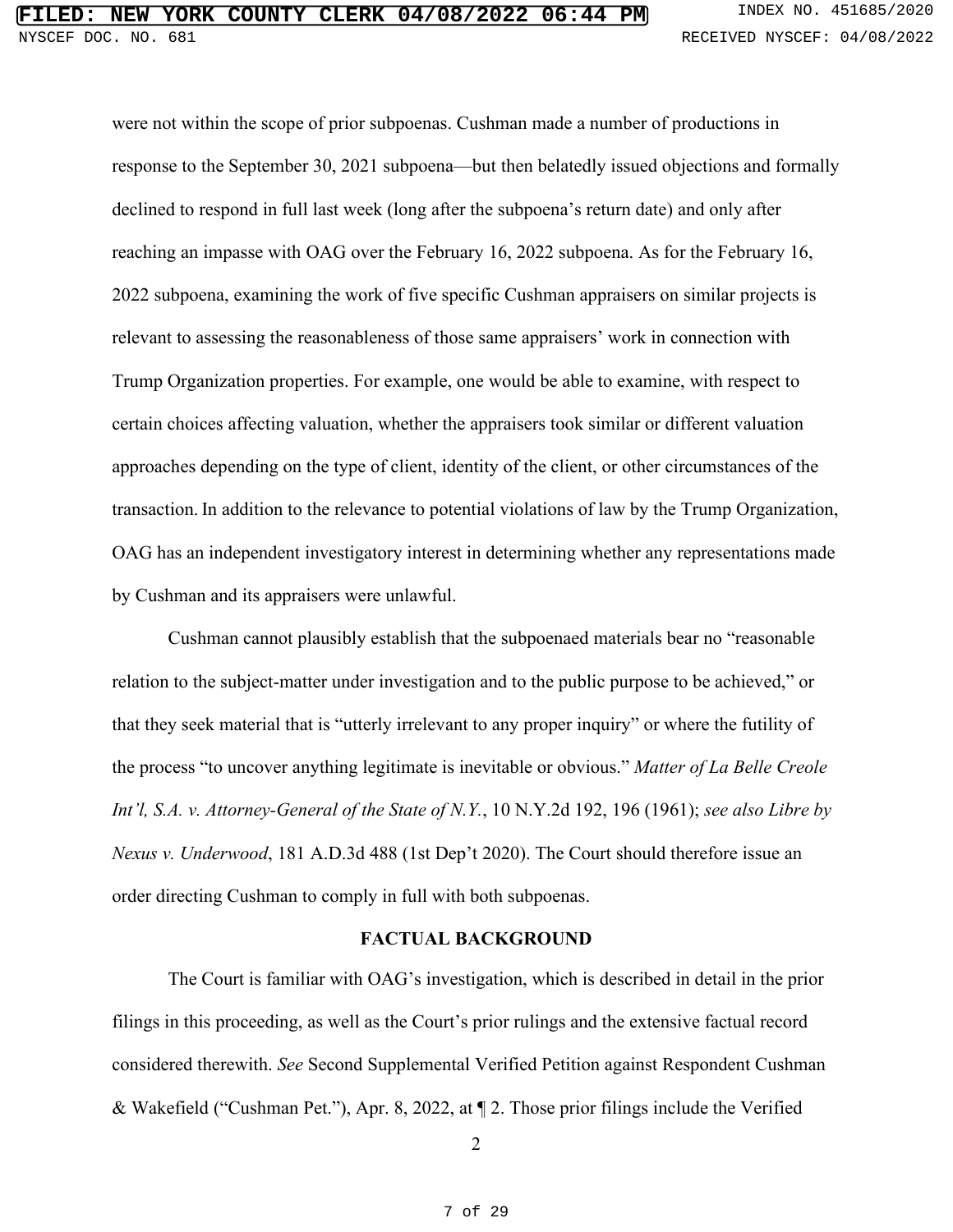were not within the scope of prior subpoenas. Cushman made a number of productions in response to the September 30, 2021 subpoena—but then belatedly issued objections and formally declined to respond in full last week (long after the subpoena's return date) and only after reaching an impasse with OAG over the February 16, 2022 subpoena. As for the February 16, 2022 subpoena, examining the work of five specific Cushman appraisers on similar projects is relevant to assessing the reasonableness of those same appraisers' work in connection with Trump Organization properties. For example, one would be able to examine, with respect to certain choices affecting valuation, whether the appraisers took similar or different valuation approaches depending on the type of client, identity of the client, or other circumstances of the transaction. In addition to the relevance to potential violations of law by the Trump Organization, OAG has an independent investigatory interest in determining whether any representations made by Cushman and its appraisers were unlawful.

Cushman cannot plausibly establish that the subpoenaed materials bear no "reasonable relation to the subject-matter under investigation and to the public purpose to be achieved," or that they seek material that is "utterly irrelevant to any proper inquiry" or where the futility of the process "to uncover anything legitimate is inevitable or obvious." *Matter of La Belle Creole Int'l, S.A. v. Attorney-General of the State of N.Y.*, 10 N.Y.2d 192, 196 (1961); *see also Libre by Nexus v. Underwood*, 181 A.D.3d 488 (1st Dep't 2020). The Court should therefore issue an order directing Cushman to comply in full with both subpoenas.

## FACTUAL BACKGROUND

The Court is familiar with OAG's investigation, which is described in detail in the prior filings in this proceeding, as well as the Court's prior rulings and the extensive factual record considered therewith. *See* Second Supplemental Verified Petition against Respondent Cushman & Wakefield ("Cushman Pet."), Apr. 8, 2022, at ¶ 2. Those prior filings include the Verified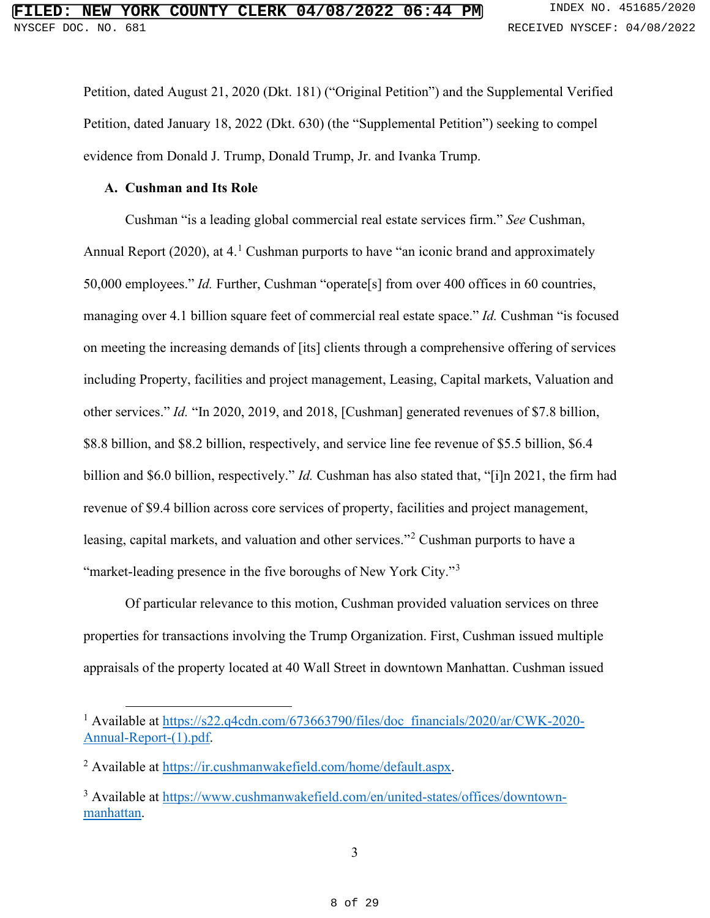Petition, dated August 21, 2020 (Dkt. 181) ("Original Petition") and the Supplemental Verified Petition, dated January 18, 2022 (Dkt. 630) (the "Supplemental Petition") seeking to compel evidence from Donald J. Trump, Donald Trump, Jr. and Ivanka Trump.

**A. Cushman and Its Role**

Cushman "is a leading global commercial real estate services firm." *See* Cushman, Annual Report (2020), at 4.[1] Cushman purports to have "an iconic brand and approximately 50,000 employees." *Id.* Further, Cushman "operate[s] from over 400 offices in 60 countries, managing over 4.1 billion square feet of commercial real estate space." *Id.* Cushman "is focused on meeting the increasing demands of [its] clients through a comprehensive offering of services including Property, facilities and project management, Leasing, Capital markets, Valuation and other services." *Id.* "In 2020, 2019, and 2018, [Cushman] generated revenues of $7.8 billion, $8.8 billion, and $8.2 billion, respectively, and service line fee revenue of $5.5 billion, $6.4 billion and $6.0 billion, respectively." *Id.* Cushman has also stated that, "[i]n 2021, the firm had revenue of $9.4 billion across core services of property, facilities and project management, leasing, capital markets, and valuation and other services."[2] Cushman purports to have a "market-leading presence in the five boroughs of New York City."[3]

Of particular relevance to this motion, Cushman provided valuation services on three properties for transactions involving the Trump Organization. First, Cushman issued multiple appraisals of the property located at 40 Wall Street in downtown Manhattan. Cushman issued

---

[1] Available at https://s22.q4cdn.com/673663790/files/doc_financials/2020/ar/CWK-2020-Annual-Report-(1).pdf.

[2] Available at https://ir.cushmanwakefield.com/home/default.aspx.

[3] Available at https://www.cushmanwakefield.com/en/united-states/offices/downtown-manhattan.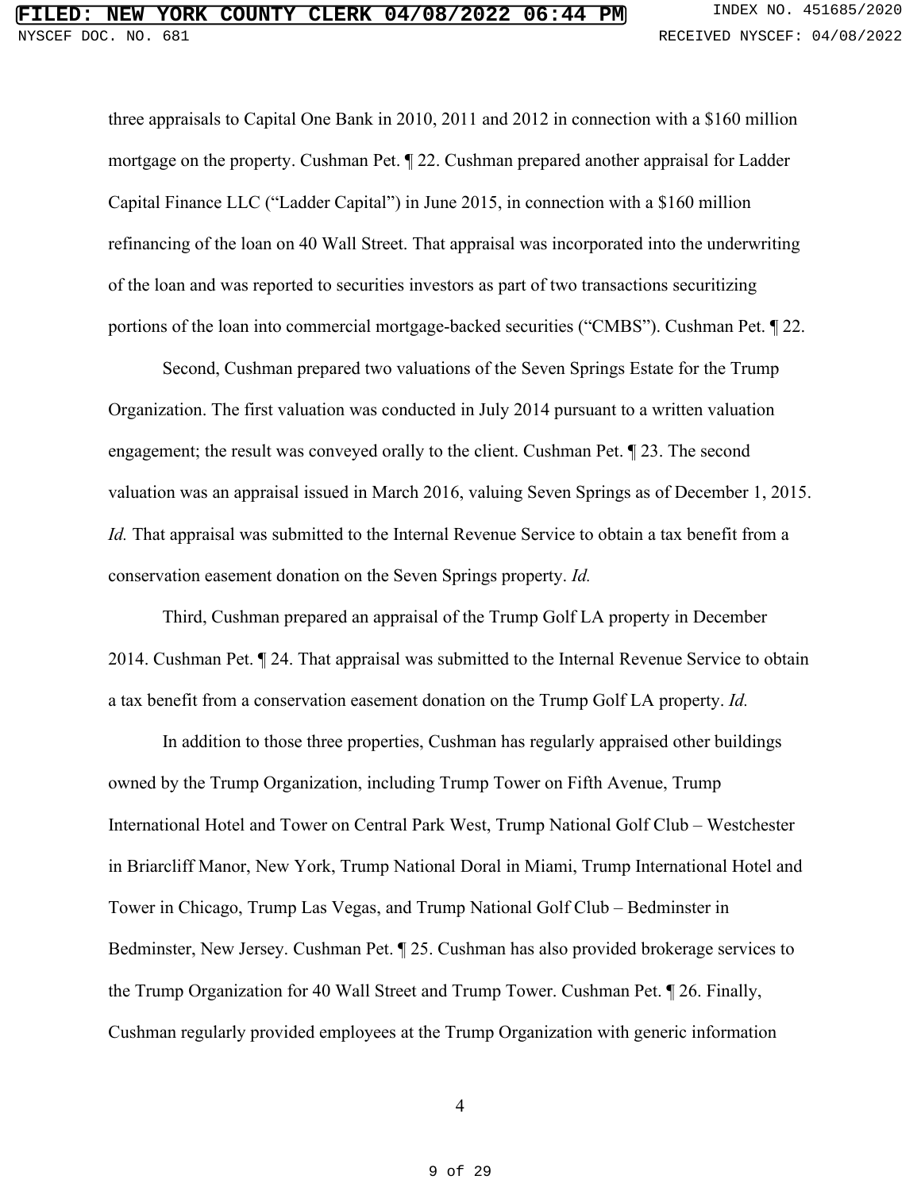three appraisals to Capital One Bank in 2010, 2011 and 2012 in connection with a $160 million mortgage on the property. Cushman Pet. ¶ 22. Cushman prepared another appraisal for Ladder Capital Finance LLC ("Ladder Capital") in June 2015, in connection with a $160 million refinancing of the loan on 40 Wall Street. That appraisal was incorporated into the underwriting of the loan and was reported to securities investors as part of two transactions securitizing portions of the loan into commercial mortgage-backed securities ("CMBS"). Cushman Pet. ¶ 22.

Second, Cushman prepared two valuations of the Seven Springs Estate for the Trump Organization. The first valuation was conducted in July 2014 pursuant to a written valuation engagement; the result was conveyed orally to the client. Cushman Pet. ¶ 23. The second valuation was an appraisal issued in March 2016, valuing Seven Springs as of December 1, 2015. *Id.* That appraisal was submitted to the Internal Revenue Service to obtain a tax benefit from a conservation easement donation on the Seven Springs property. *Id.*

Third, Cushman prepared an appraisal of the Trump Golf LA property in December 2014. Cushman Pet. ¶ 24. That appraisal was submitted to the Internal Revenue Service to obtain a tax benefit from a conservation easement donation on the Trump Golf LA property. *Id.*

In addition to those three properties, Cushman has regularly appraised other buildings owned by the Trump Organization, including Trump Tower on Fifth Avenue, Trump International Hotel and Tower on Central Park West, Trump National Golf Club – Westchester in Briarcliff Manor, New York, Trump National Doral in Miami, Trump International Hotel and Tower in Chicago, Trump Las Vegas, and Trump National Golf Club – Bedminster in Bedminster, New Jersey. Cushman Pet. ¶ 25. Cushman has also provided brokerage services to the Trump Organization for 40 Wall Street and Trump Tower. Cushman Pet. ¶ 26. Finally, Cushman regularly provided employees at the Trump Organization with generic information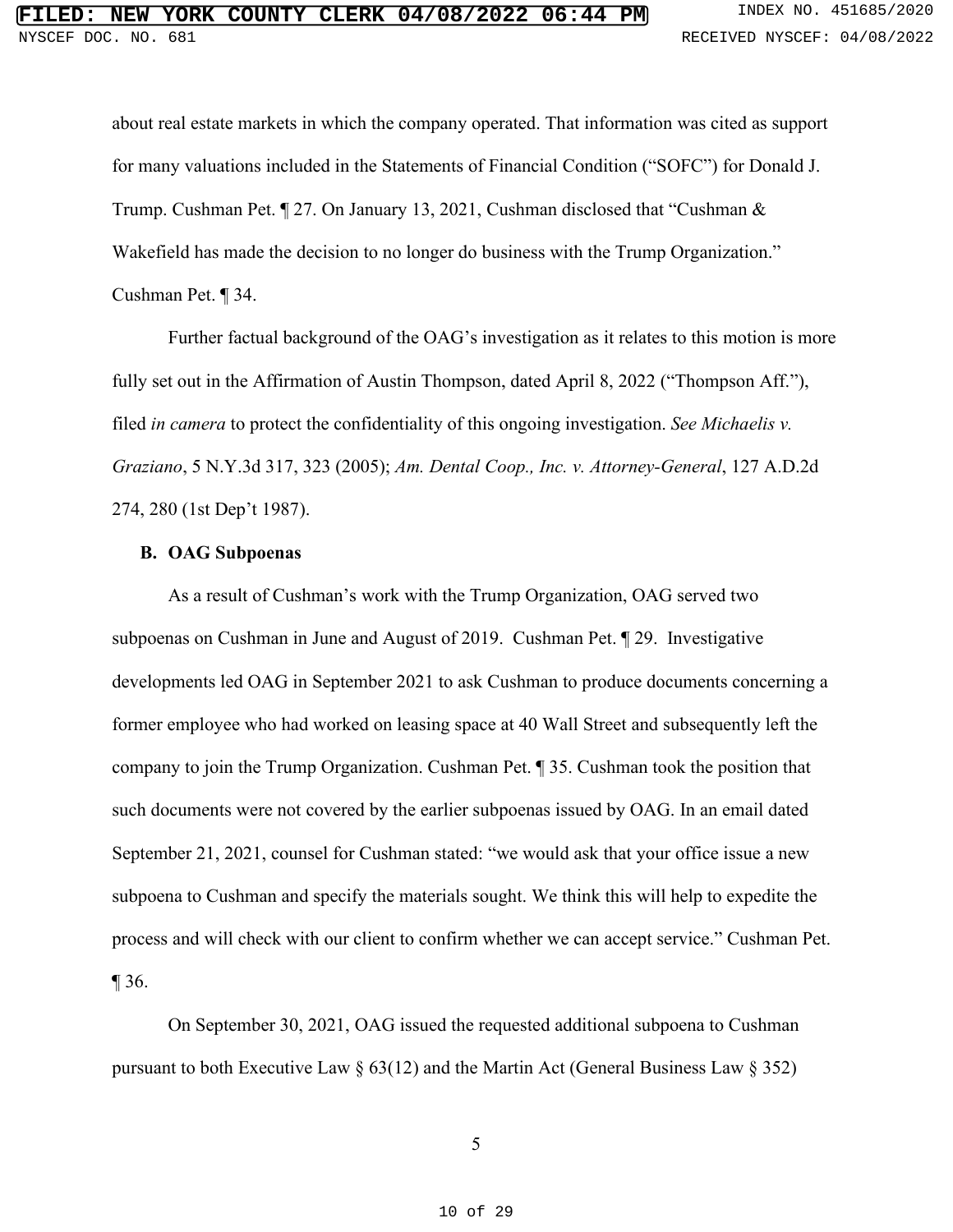about real estate markets in which the company operated. That information was cited as support for many valuations included in the Statements of Financial Condition ("SOFC") for Donald J. Trump. Cushman Pet. ¶ 27. On January 13, 2021, Cushman disclosed that "Cushman & Wakefield has made the decision to no longer do business with the Trump Organization." Cushman Pet. ¶ 34.

Further factual background of the OAG's investigation as it relates to this motion is more fully set out in the Affirmation of Austin Thompson, dated April 8, 2022 ("Thompson Aff."), filed *in camera* to protect the confidentiality of this ongoing investigation. *See Michaelis v. Graziano*, 5 N.Y.3d 317, 323 (2005); *Am. Dental Coop., Inc. v. Attorney-General*, 127 A.D.2d 274, 280 (1st Dep't 1987).

**B. OAG Subpoenas**

As a result of Cushman's work with the Trump Organization, OAG served two subpoenas on Cushman in June and August of 2019. Cushman Pet. ¶ 29. Investigative developments led OAG in September 2021 to ask Cushman to produce documents concerning a former employee who had worked on leasing space at 40 Wall Street and subsequently left the company to join the Trump Organization. Cushman Pet. ¶ 35. Cushman took the position that such documents were not covered by the earlier subpoenas issued by OAG. In an email dated September 21, 2021, counsel for Cushman stated: "we would ask that your office issue a new subpoena to Cushman and specify the materials sought. We think this will help to expedite the process and will check with our client to confirm whether we can accept service." Cushman Pet. ¶ 36.

On September 30, 2021, OAG issued the requested additional subpoena to Cushman pursuant to both Executive Law § 63(12) and the Martin Act (General Business Law § 352)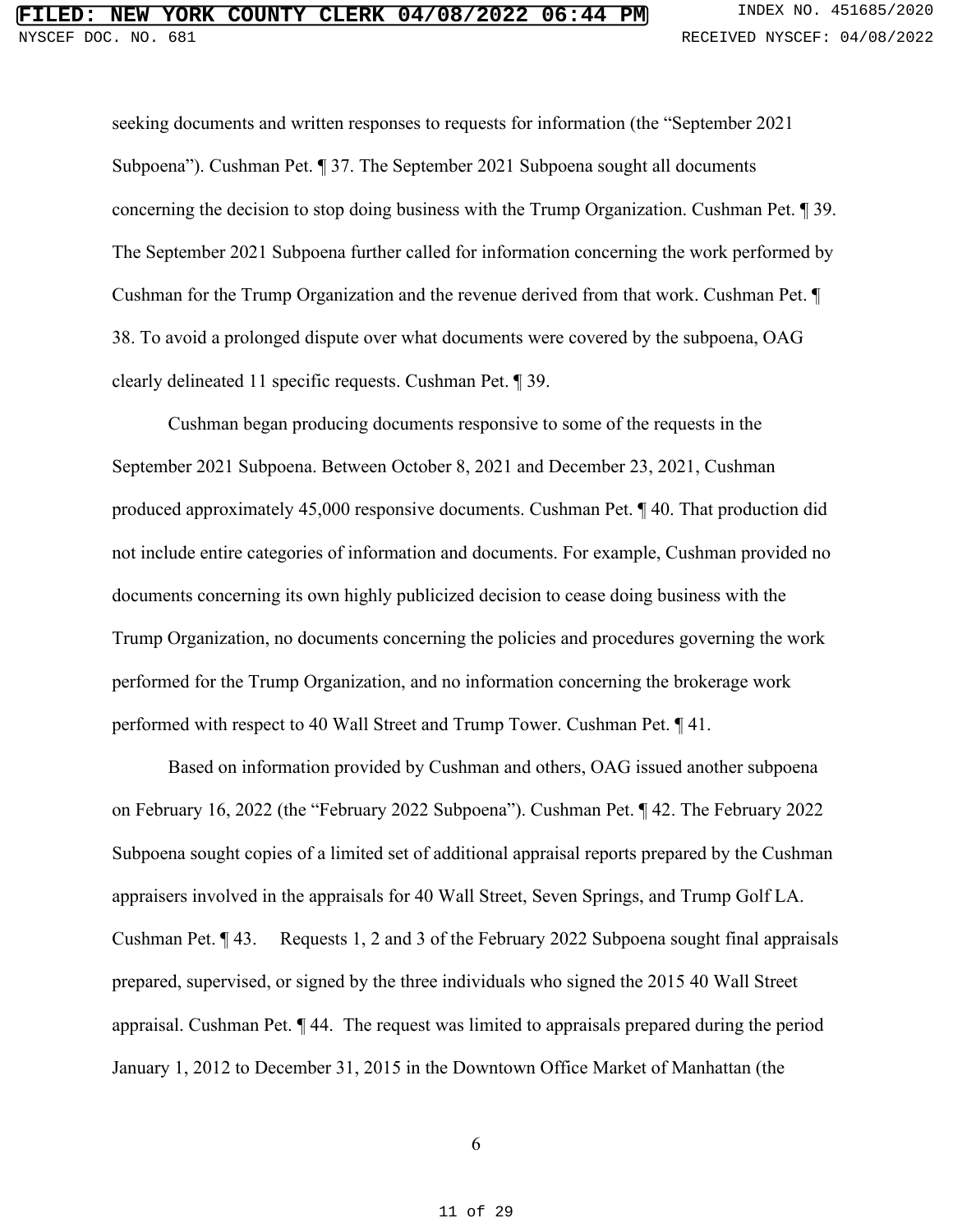seeking documents and written responses to requests for information (the "September 2021 Subpoena"). Cushman Pet. ¶ 37. The September 2021 Subpoena sought all documents concerning the decision to stop doing business with the Trump Organization. Cushman Pet. ¶ 39. The September 2021 Subpoena further called for information concerning the work performed by Cushman for the Trump Organization and the revenue derived from that work. Cushman Pet. ¶ 38. To avoid a prolonged dispute over what documents were covered by the subpoena, OAG clearly delineated 11 specific requests. Cushman Pet. ¶ 39.

Cushman began producing documents responsive to some of the requests in the September 2021 Subpoena. Between October 8, 2021 and December 23, 2021, Cushman produced approximately 45,000 responsive documents. Cushman Pet. ¶ 40. That production did not include entire categories of information and documents. For example, Cushman provided no documents concerning its own highly publicized decision to cease doing business with the Trump Organization, no documents concerning the policies and procedures governing the work performed for the Trump Organization, and no information concerning the brokerage work performed with respect to 40 Wall Street and Trump Tower. Cushman Pet. ¶ 41.

Based on information provided by Cushman and others, OAG issued another subpoena on February 16, 2022 (the "February 2022 Subpoena"). Cushman Pet. ¶ 42. The February 2022 Subpoena sought copies of a limited set of additional appraisal reports prepared by the Cushman appraisers involved in the appraisals for 40 Wall Street, Seven Springs, and Trump Golf LA. Cushman Pet. ¶ 43. Requests 1, 2 and 3 of the February 2022 Subpoena sought final appraisals prepared, supervised, or signed by the three individuals who signed the 2015 40 Wall Street appraisal. Cushman Pet. ¶ 44. The request was limited to appraisals prepared during the period January 1, 2012 to December 31, 2015 in the Downtown Office Market of Manhattan (the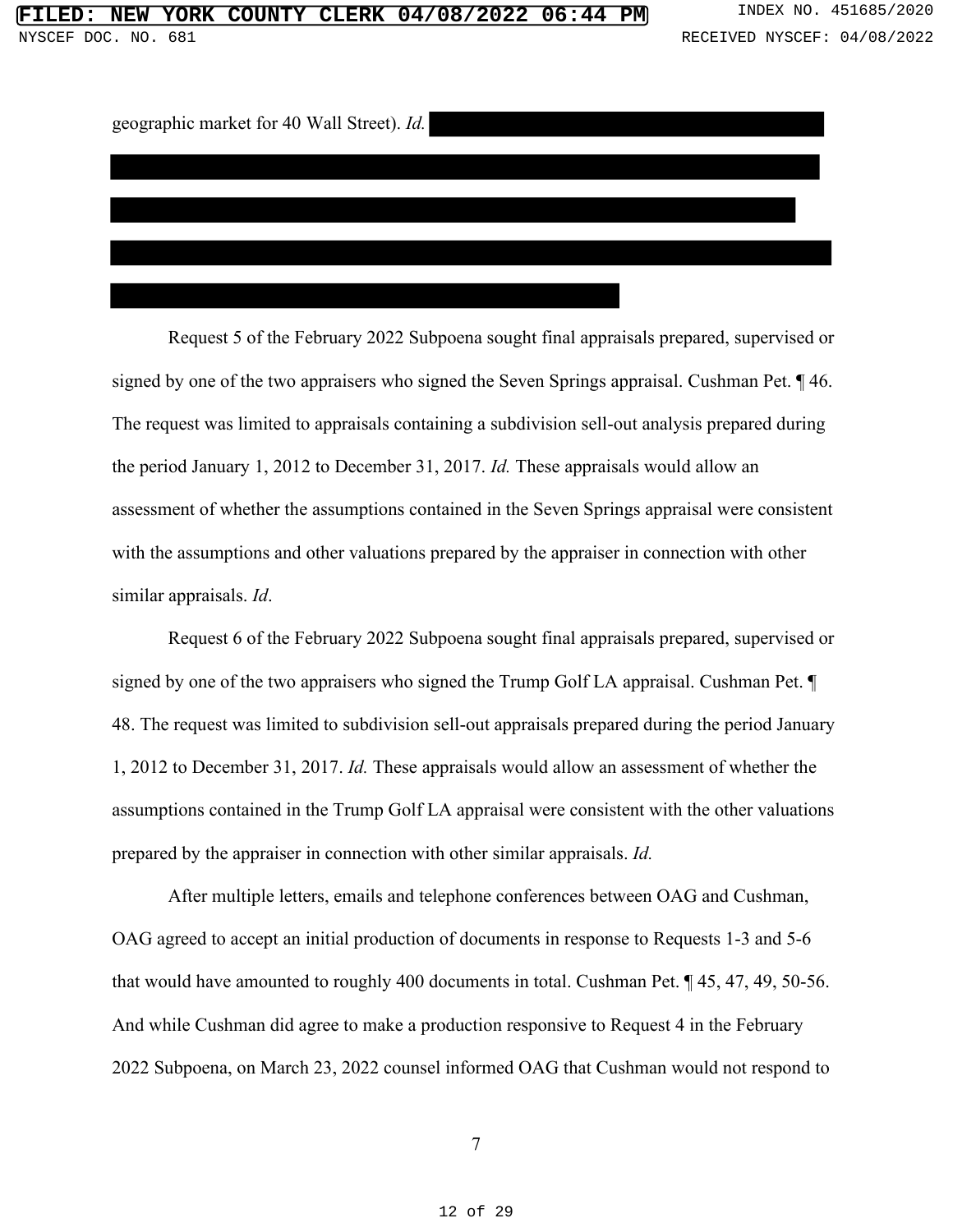geographic market for 40 Wall Street). *Id.*

Request 5 of the February 2022 Subpoena sought final appraisals prepared, supervised or signed by one of the two appraisers who signed the Seven Springs appraisal. Cushman Pet. ¶ 46. The request was limited to appraisals containing a subdivision sell-out analysis prepared during the period January 1, 2012 to December 31, 2017. *Id.* These appraisals would allow an assessment of whether the assumptions contained in the Seven Springs appraisal were consistent with the assumptions and other valuations prepared by the appraiser in connection with other similar appraisals. *Id*.

Request 6 of the February 2022 Subpoena sought final appraisals prepared, supervised or signed by one of the two appraisers who signed the Trump Golf LA appraisal. Cushman Pet. ¶ 48. The request was limited to subdivision sell-out appraisals prepared during the period January 1, 2012 to December 31, 2017. *Id.* These appraisals would allow an assessment of whether the assumptions contained in the Trump Golf LA appraisal were consistent with the other valuations prepared by the appraiser in connection with other similar appraisals. *Id.*

After multiple letters, emails and telephone conferences between OAG and Cushman, OAG agreed to accept an initial production of documents in response to Requests 1-3 and 5-6 that would have amounted to roughly 400 documents in total. Cushman Pet. ¶ 45, 47, 49, 50-56. And while Cushman did agree to make a production responsive to Request 4 in the February 2022 Subpoena, on March 23, 2022 counsel informed OAG that Cushman would not respond to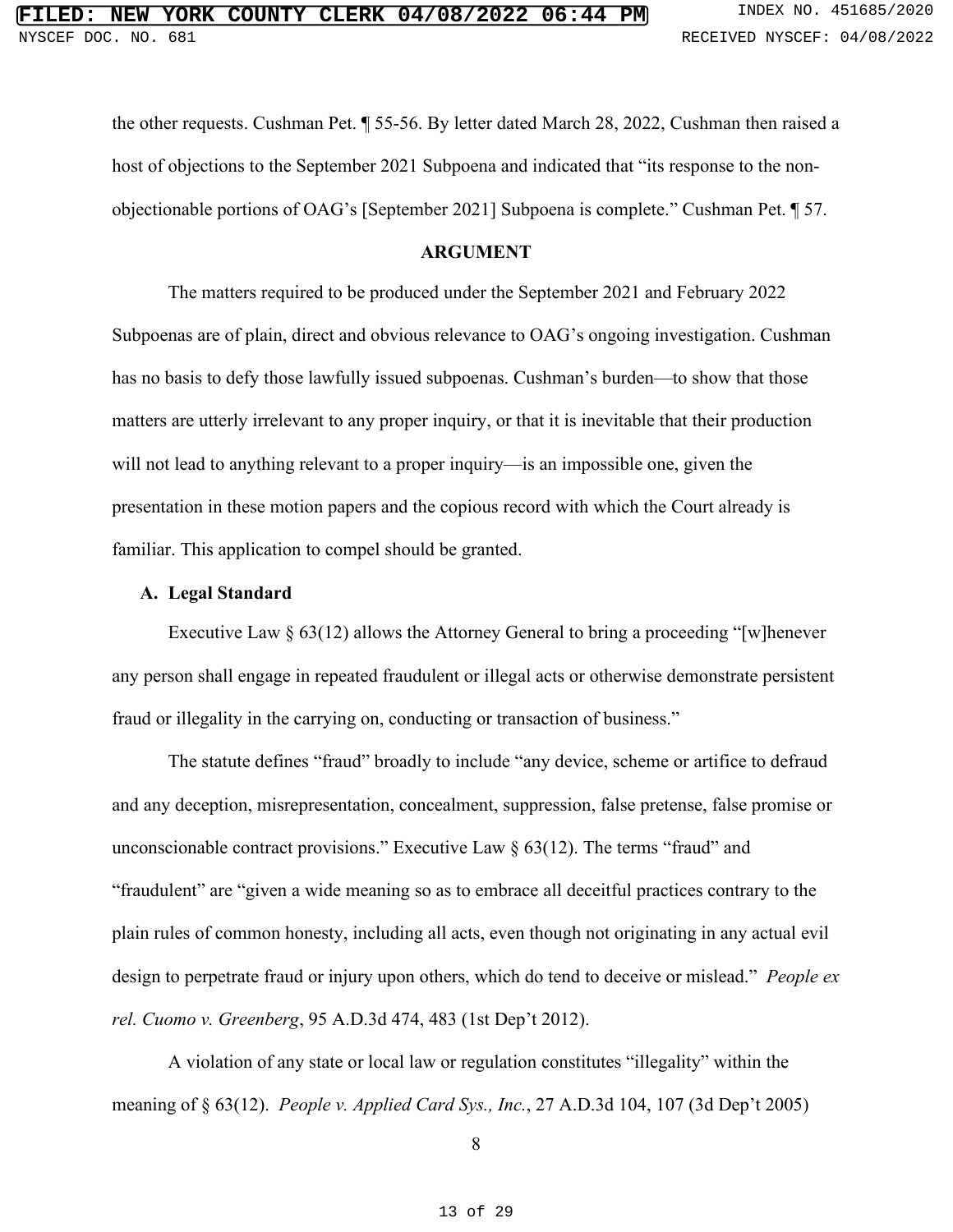the other requests. Cushman Pet. ¶ 55-56. By letter dated March 28, 2022, Cushman then raised a host of objections to the September 2021 Subpoena and indicated that "its response to the non-objectionable portions of OAG's [September 2021] Subpoena is complete." Cushman Pet. ¶ 57.

## ARGUMENT

The matters required to be produced under the September 2021 and February 2022 Subpoenas are of plain, direct and obvious relevance to OAG's ongoing investigation. Cushman has no basis to defy those lawfully issued subpoenas. Cushman's burden—to show that those matters are utterly irrelevant to any proper inquiry, or that it is inevitable that their production will not lead to anything relevant to a proper inquiry—is an impossible one, given the presentation in these motion papers and the copious record with which the Court already is familiar. This application to compel should be granted.

### A. Legal Standard

Executive Law § 63(12) allows the Attorney General to bring a proceeding "[w]henever any person shall engage in repeated fraudulent or illegal acts or otherwise demonstrate persistent fraud or illegality in the carrying on, conducting or transaction of business."

The statute defines "fraud" broadly to include "any device, scheme or artifice to defraud and any deception, misrepresentation, concealment, suppression, false pretense, false promise or unconscionable contract provisions." Executive Law § 63(12). The terms "fraud" and "fraudulent" are "given a wide meaning so as to embrace all deceitful practices contrary to the plain rules of common honesty, including all acts, even though not originating in any actual evil design to perpetrate fraud or injury upon others, which do tend to deceive or mislead." *People ex rel. Cuomo v. Greenberg*, 95 A.D.3d 474, 483 (1st Dep't 2012).

A violation of any state or local law or regulation constitutes "illegality" within the meaning of § 63(12). *People v. Applied Card Sys., Inc.*, 27 A.D.3d 104, 107 (3d Dep't 2005)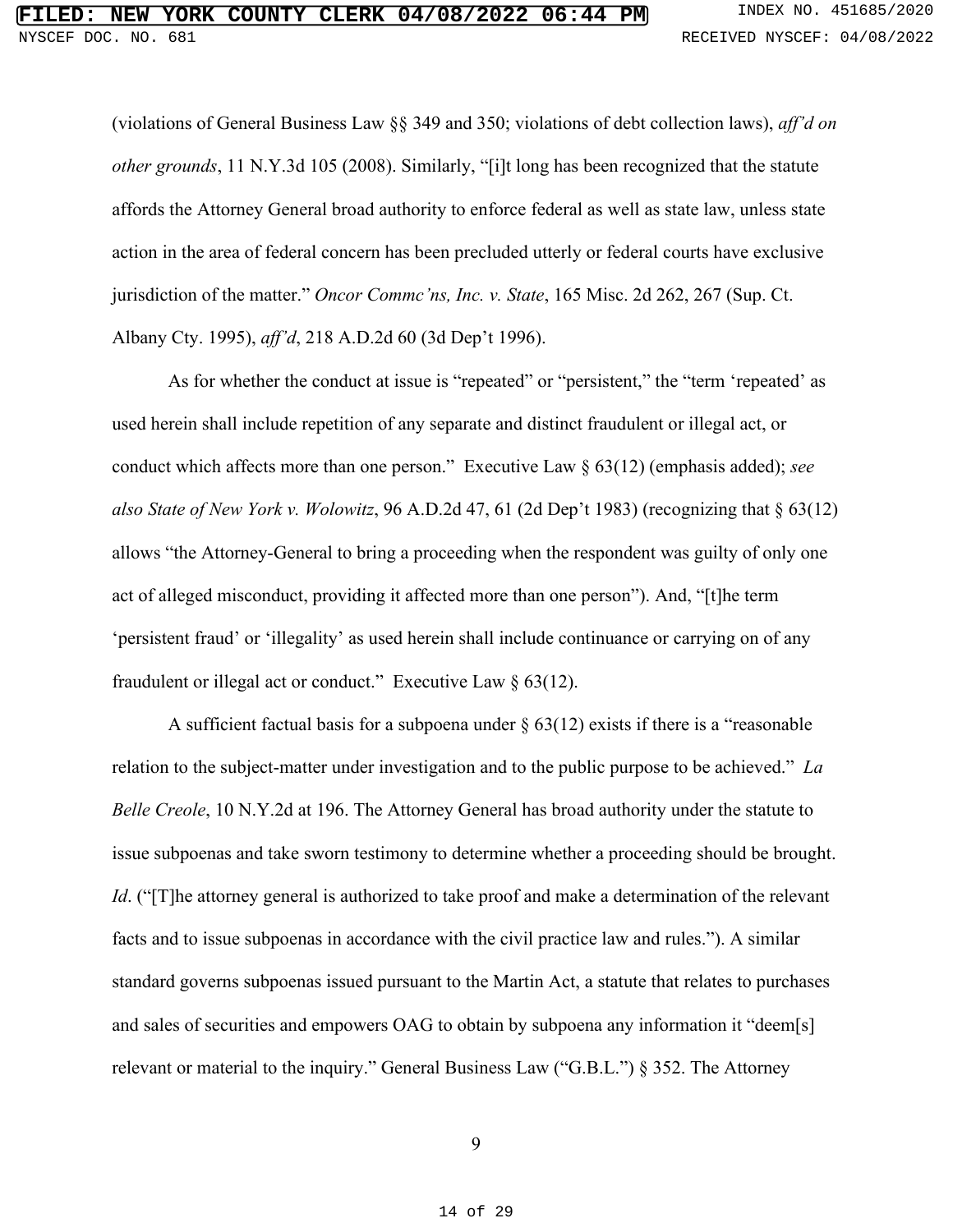(violations of General Business Law §§ 349 and 350; violations of debt collection laws), *aff'd on other grounds*, 11 N.Y.3d 105 (2008). Similarly, "[i]t long has been recognized that the statute affords the Attorney General broad authority to enforce federal as well as state law, unless state action in the area of federal concern has been precluded utterly or federal courts have exclusive jurisdiction of the matter." *Oncor Commc'ns, Inc. v. State*, 165 Misc. 2d 262, 267 (Sup. Ct. Albany Cty. 1995), *aff'd*, 218 A.D.2d 60 (3d Dep't 1996).

As for whether the conduct at issue is "repeated" or "persistent," the "term 'repeated' as used herein shall include repetition of any separate and distinct fraudulent or illegal act, or conduct which affects more than one person." Executive Law § 63(12) (emphasis added); *see also State of New York v. Wolowitz*, 96 A.D.2d 47, 61 (2d Dep't 1983) (recognizing that § 63(12) allows "the Attorney-General to bring a proceeding when the respondent was guilty of only one act of alleged misconduct, providing it affected more than one person"). And, "[t]he term 'persistent fraud' or 'illegality' as used herein shall include continuance or carrying on of any fraudulent or illegal act or conduct." Executive Law § 63(12).

A sufficient factual basis for a subpoena under § 63(12) exists if there is a "reasonable relation to the subject-matter under investigation and to the public purpose to be achieved." *La Belle Creole*, 10 N.Y.2d at 196. The Attorney General has broad authority under the statute to issue subpoenas and take sworn testimony to determine whether a proceeding should be brought. *Id*. ("[T]he attorney general is authorized to take proof and make a determination of the relevant facts and to issue subpoenas in accordance with the civil practice law and rules."). A similar standard governs subpoenas issued pursuant to the Martin Act, a statute that relates to purchases and sales of securities and empowers OAG to obtain by subpoena any information it "deem[s] relevant or material to the inquiry." General Business Law ("G.B.L.") § 352. The Attorney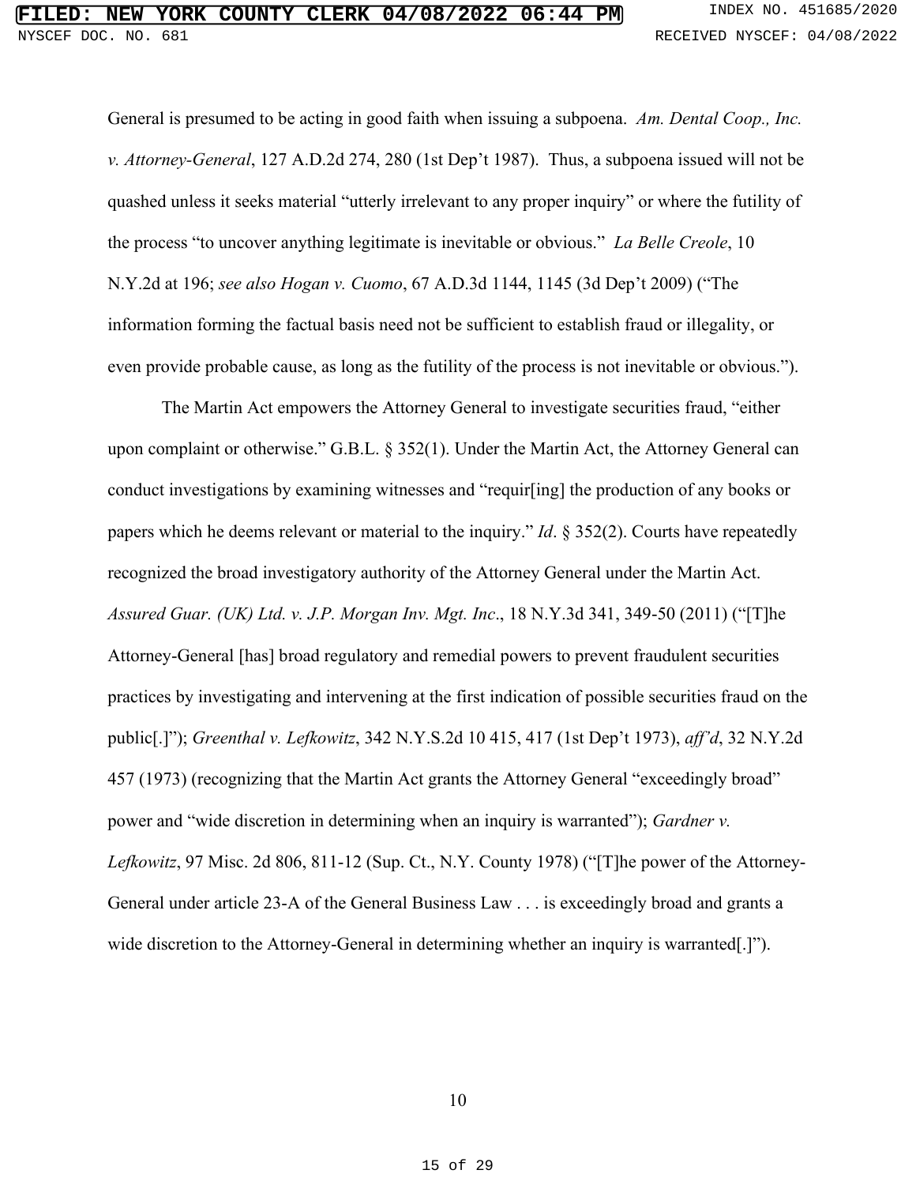General is presumed to be acting in good faith when issuing a subpoena. *Am. Dental Coop., Inc. v. Attorney-General*, 127 A.D.2d 274, 280 (1st Dep't 1987). Thus, a subpoena issued will not be quashed unless it seeks material "utterly irrelevant to any proper inquiry" or where the futility of the process "to uncover anything legitimate is inevitable or obvious." *La Belle Creole*, 10 N.Y.2d at 196; *see also Hogan v. Cuomo*, 67 A.D.3d 1144, 1145 (3d Dep't 2009) ("The information forming the factual basis need not be sufficient to establish fraud or illegality, or even provide probable cause, as long as the futility of the process is not inevitable or obvious.").

The Martin Act empowers the Attorney General to investigate securities fraud, "either upon complaint or otherwise." G.B.L. § 352(1). Under the Martin Act, the Attorney General can conduct investigations by examining witnesses and "requir[ing] the production of any books or papers which he deems relevant or material to the inquiry." *Id*. § 352(2). Courts have repeatedly recognized the broad investigatory authority of the Attorney General under the Martin Act. *Assured Guar. (UK) Ltd. v. J.P. Morgan Inv. Mgt. Inc*., 18 N.Y.3d 341, 349-50 (2011) ("[T]he Attorney-General [has] broad regulatory and remedial powers to prevent fraudulent securities practices by investigating and intervening at the first indication of possible securities fraud on the public[.]"); *Greenthal v. Lefkowitz*, 342 N.Y.S.2d 10 415, 417 (1st Dep't 1973), *aff'd*, 32 N.Y.2d 457 (1973) (recognizing that the Martin Act grants the Attorney General "exceedingly broad" power and "wide discretion in determining when an inquiry is warranted"); *Gardner v. Lefkowitz*, 97 Misc. 2d 806, 811-12 (Sup. Ct., N.Y. County 1978) ("[T]he power of the Attorney-General under article 23-A of the General Business Law . . . is exceedingly broad and grants a wide discretion to the Attorney-General in determining whether an inquiry is warranted[.]").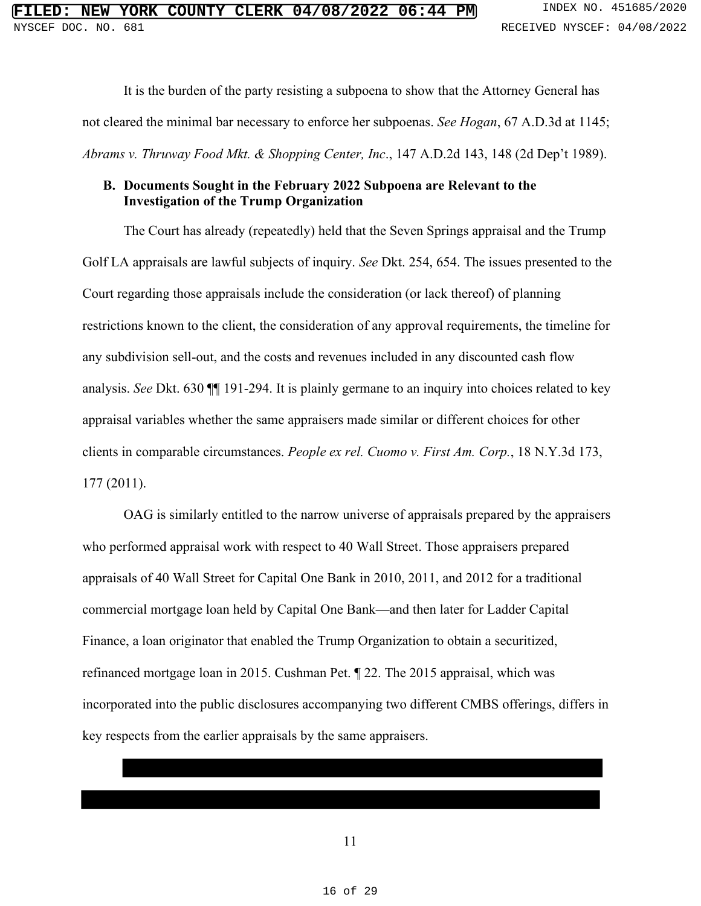It is the burden of the party resisting a subpoena to show that the Attorney General has not cleared the minimal bar necessary to enforce her subpoenas. *See Hogan*, 67 A.D.3d at 1145; *Abrams v. Thruway Food Mkt. & Shopping Center, Inc*., 147 A.D.2d 143, 148 (2d Dep't 1989).

**B. Documents Sought in the February 2022 Subpoena are Relevant to the Investigation of the Trump Organization**

The Court has already (repeatedly) held that the Seven Springs appraisal and the Trump Golf LA appraisals are lawful subjects of inquiry. *See* Dkt. 254, 654. The issues presented to the Court regarding those appraisals include the consideration (or lack thereof) of planning restrictions known to the client, the consideration of any approval requirements, the timeline for any subdivision sell-out, and the costs and revenues included in any discounted cash flow analysis. *See* Dkt. 630 ¶¶ 191-294. It is plainly germane to an inquiry into choices related to key appraisal variables whether the same appraisers made similar or different choices for other clients in comparable circumstances. *People ex rel. Cuomo v. First Am. Corp.*, 18 N.Y.3d 173, 177 (2011).

OAG is similarly entitled to the narrow universe of appraisals prepared by the appraisers who performed appraisal work with respect to 40 Wall Street. Those appraisers prepared appraisals of 40 Wall Street for Capital One Bank in 2010, 2011, and 2012 for a traditional commercial mortgage loan held by Capital One Bank—and then later for Ladder Capital Finance, a loan originator that enabled the Trump Organization to obtain a securitized, refinanced mortgage loan in 2015. Cushman Pet. ¶ 22. The 2015 appraisal, which was incorporated into the public disclosures accompanying two different CMBS offerings, differs in key respects from the earlier appraisals by the same appraisers.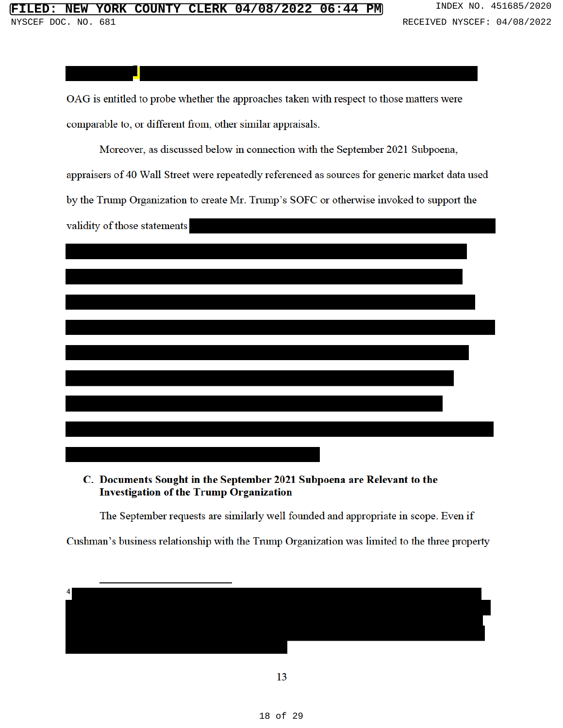OAG is entitled to probe whether the approaches taken with respect to those matters were comparable to, or different from, other similar appraisals.

Moreover, as discussed below in connection with the September 2021 Subpoena, appraisers of 40 Wall Street were repeatedly referenced as sources for generic market data used by the Trump Organization to create Mr. Trump's SOFC or otherwise invoked to support the validity of those statements

**C. Documents Sought in the September 2021 Subpoena are Relevant to the Investigation of the Trump Organization**

The September requests are similarly well founded and appropriate in scope. Even if Cushman's business relationship with the Trump Organization was limited to the three property

---

[4]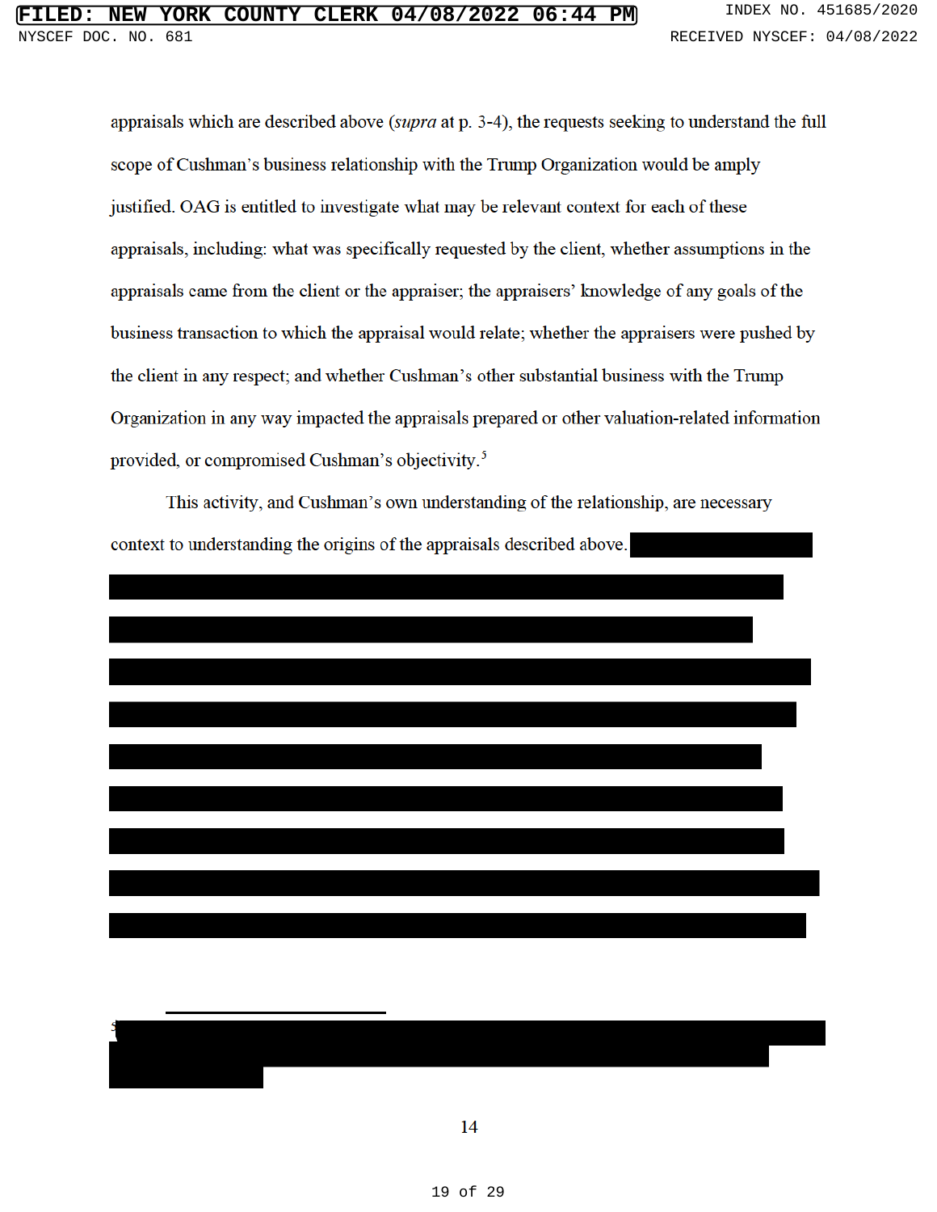appraisals which are described above (*supra* at p. 3-4), the requests seeking to understand the full scope of Cushman's business relationship with the Trump Organization would be amply justified. OAG is entitled to investigate what may be relevant context for each of these appraisals, including: what was specifically requested by the client, whether assumptions in the appraisals came from the client or the appraiser; the appraisers' knowledge of any goals of the business transaction to which the appraisal would relate; whether the appraisers were pushed by the client in any respect; and whether Cushman's other substantial business with the Trump Organization in any way impacted the appraisals prepared or other valuation-related information provided, or compromised Cushman's objectivity.[5]

This activity, and Cushman's own understanding of the relationship, are necessary context to understanding the origins of the appraisals described above.

---

[5]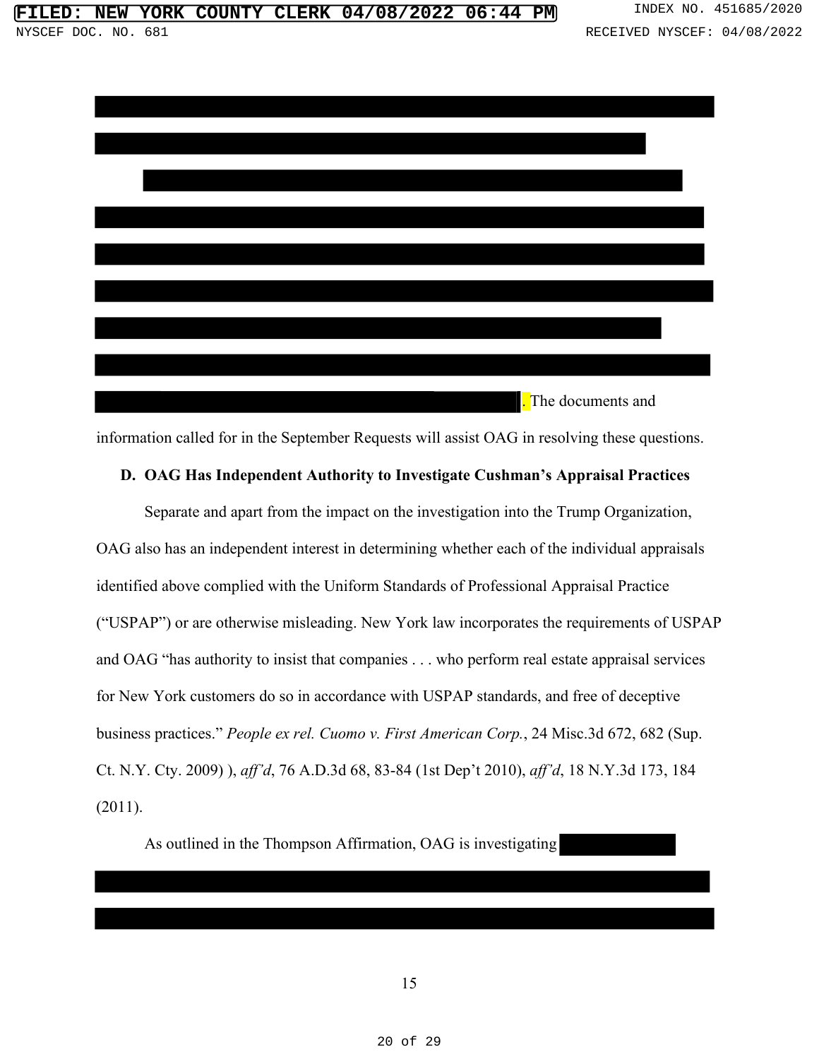. The documents and information called for in the September Requests will assist OAG in resolving these questions.

**D. OAG Has Independent Authority to Investigate Cushman's Appraisal Practices**

Separate and apart from the impact on the investigation into the Trump Organization, OAG also has an independent interest in determining whether each of the individual appraisals identified above complied with the Uniform Standards of Professional Appraisal Practice ("USPAP") or are otherwise misleading. New York law incorporates the requirements of USPAP and OAG "has authority to insist that companies . . . who perform real estate appraisal services for New York customers do so in accordance with USPAP standards, and free of deceptive business practices." *People ex rel. Cuomo v. First American Corp.*, 24 Misc.3d 672, 682 (Sup. Ct. N.Y. Cty. 2009) ), *aff'd*, 76 A.D.3d 68, 83-84 (1st Dep't 2010), *aff'd*, 18 N.Y.3d 173, 184 (2011).

As outlined in the Thompson Affirmation, OAG is investigating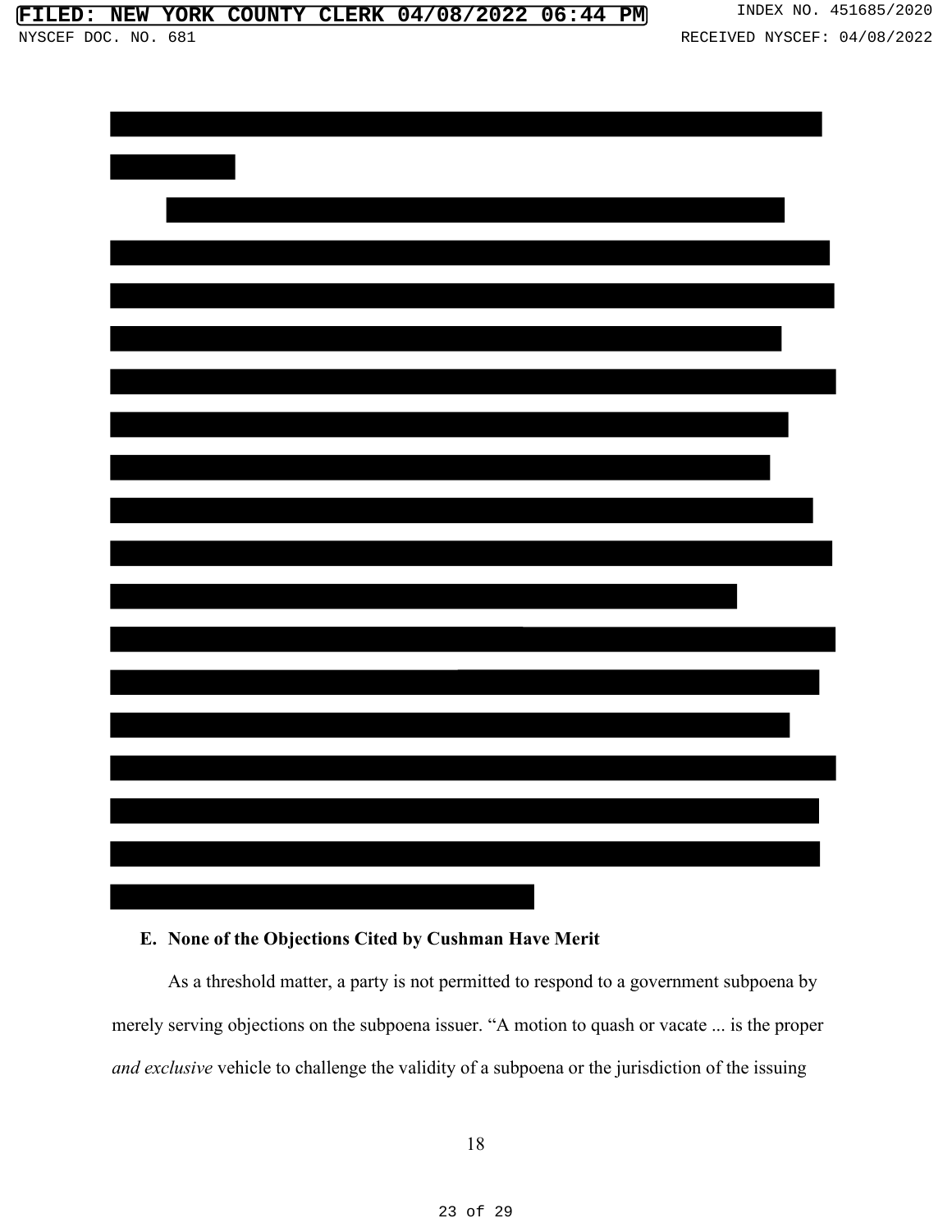### E. None of the Objections Cited by Cushman Have Merit

As a threshold matter, a party is not permitted to respond to a government subpoena by merely serving objections on the subpoena issuer. "A motion to quash or vacate ... is the proper *and exclusive* vehicle to challenge the validity of a subpoena or the jurisdiction of the issuing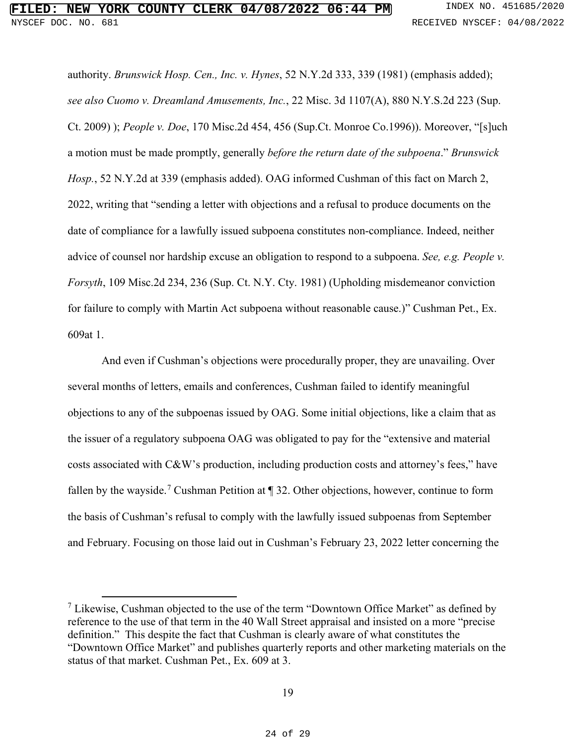authority. *Brunswick Hosp. Cen., Inc. v. Hynes*, 52 N.Y.2d 333, 339 (1981) (emphasis added); *see also Cuomo v. Dreamland Amusements, Inc.*, 22 Misc. 3d 1107(A), 880 N.Y.S.2d 223 (Sup. Ct. 2009) ); *People v. Doe*, 170 Misc.2d 454, 456 (Sup.Ct. Monroe Co.1996)). Moreover, "[s]uch a motion must be made promptly, generally *before the return date of the subpoena*." *Brunswick Hosp.*, 52 N.Y.2d at 339 (emphasis added). OAG informed Cushman of this fact on March 2, 2022, writing that "sending a letter with objections and a refusal to produce documents on the date of compliance for a lawfully issued subpoena constitutes non-compliance. Indeed, neither advice of counsel nor hardship excuse an obligation to respond to a subpoena. *See, e.g. People v. Forsyth*, 109 Misc.2d 234, 236 (Sup. Ct. N.Y. Cty. 1981) (Upholding misdemeanor conviction for failure to comply with Martin Act subpoena without reasonable cause.)" Cushman Pet., Ex. 609at 1.

And even if Cushman's objections were procedurally proper, they are unavailing. Over several months of letters, emails and conferences, Cushman failed to identify meaningful objections to any of the subpoenas issued by OAG. Some initial objections, like a claim that as the issuer of a regulatory subpoena OAG was obligated to pay for the "extensive and material costs associated with C&W's production, including production costs and attorney's fees," have fallen by the wayside.[7] Cushman Petition at ¶ 32. Other objections, however, continue to form the basis of Cushman's refusal to comply with the lawfully issued subpoenas from September and February. Focusing on those laid out in Cushman's February 23, 2022 letter concerning the

[7] Likewise, Cushman objected to the use of the term "Downtown Office Market" as defined by reference to the use of that term in the 40 Wall Street appraisal and insisted on a more "precise definition." This despite the fact that Cushman is clearly aware of what constitutes the "Downtown Office Market" and publishes quarterly reports and other marketing materials on the status of that market. Cushman Pet., Ex. 609 at 3.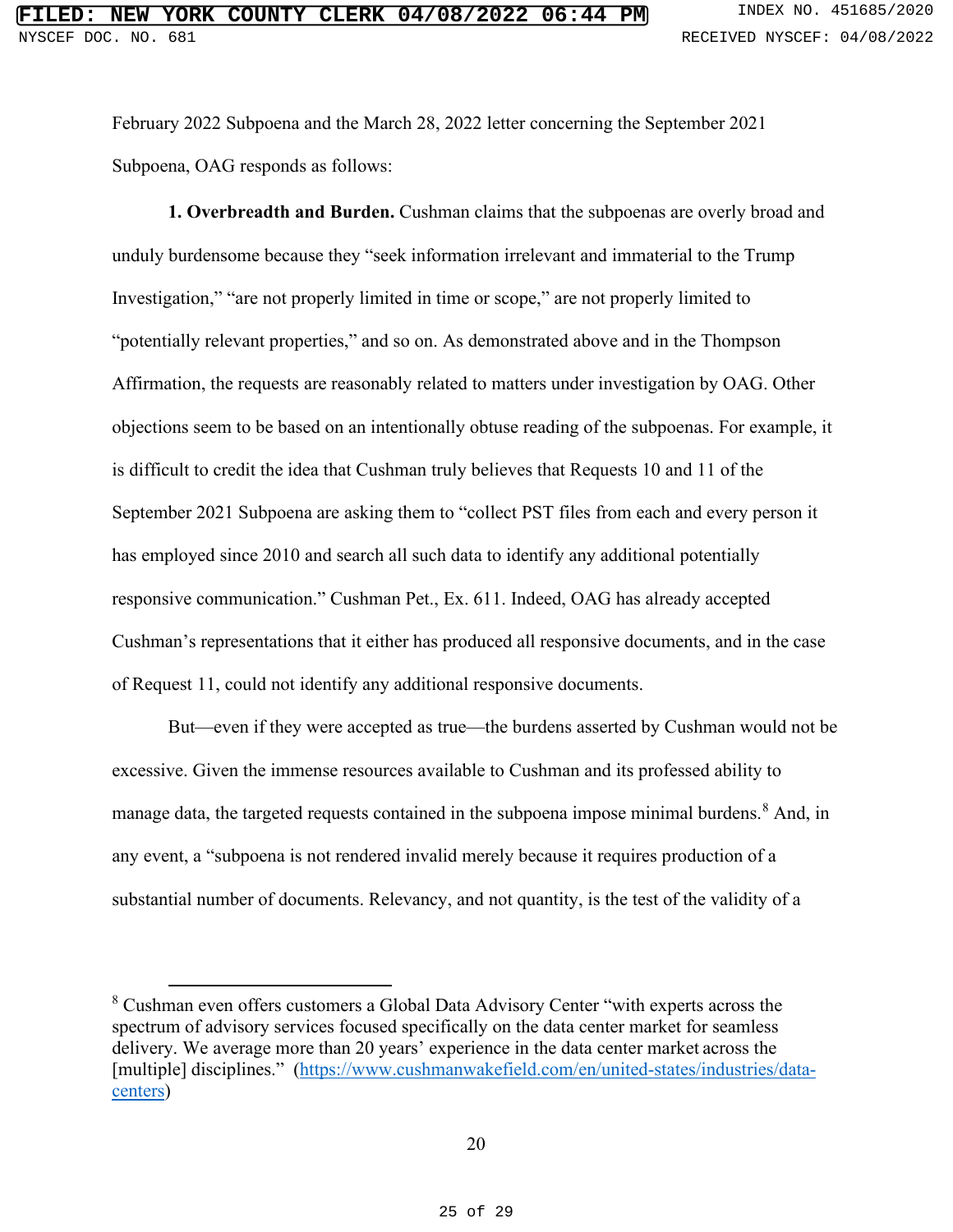February 2022 Subpoena and the March 28, 2022 letter concerning the September 2021 Subpoena, OAG responds as follows:

**1. Overbreadth and Burden.** Cushman claims that the subpoenas are overly broad and unduly burdensome because they "seek information irrelevant and immaterial to the Trump Investigation," "are not properly limited in time or scope," are not properly limited to "potentially relevant properties," and so on. As demonstrated above and in the Thompson Affirmation, the requests are reasonably related to matters under investigation by OAG. Other objections seem to be based on an intentionally obtuse reading of the subpoenas. For example, it is difficult to credit the idea that Cushman truly believes that Requests 10 and 11 of the September 2021 Subpoena are asking them to "collect PST files from each and every person it has employed since 2010 and search all such data to identify any additional potentially responsive communication." Cushman Pet., Ex. 611. Indeed, OAG has already accepted Cushman's representations that it either has produced all responsive documents, and in the case of Request 11, could not identify any additional responsive documents.

But—even if they were accepted as true—the burdens asserted by Cushman would not be excessive. Given the immense resources available to Cushman and its professed ability to manage data, the targeted requests contained in the subpoena impose minimal burdens.[8] And, in any event, a "subpoena is not rendered invalid merely because it requires production of a substantial number of documents. Relevancy, and not quantity, is the test of the validity of a

---

[8] Cushman even offers customers a Global Data Advisory Center "with experts across the spectrum of advisory services focused specifically on the data center market for seamless delivery. We average more than 20 years' experience in the data center market across the [multiple] disciplines." (https://www.cushmanwakefield.com/en/united-states/industries/data-centers)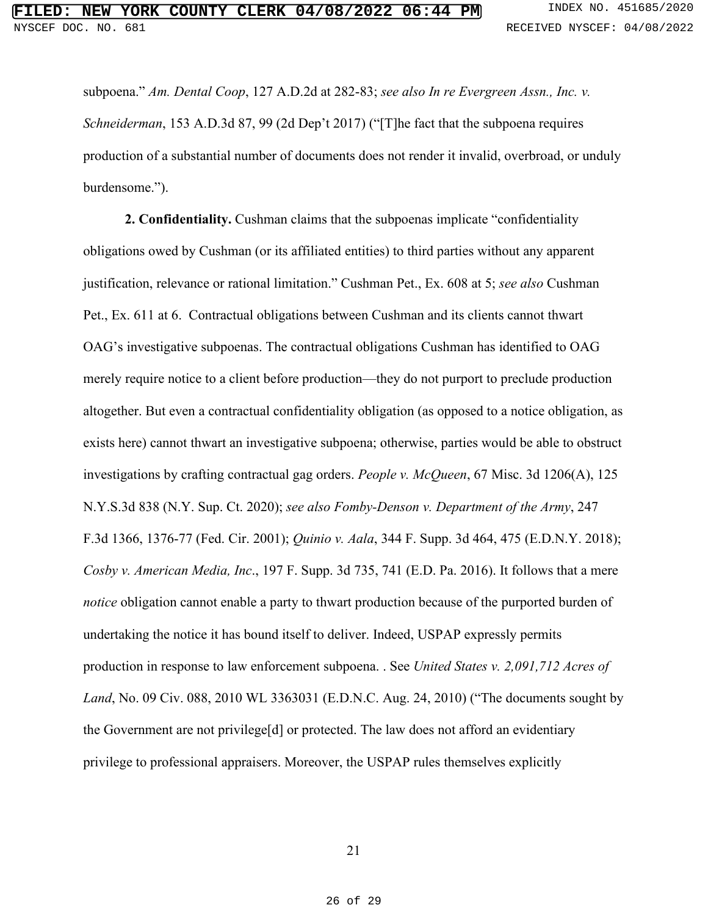subpoena." *Am. Dental Coop*, 127 A.D.2d at 282-83; *see also In re Evergreen Assn., Inc. v. Schneiderman*, 153 A.D.3d 87, 99 (2d Dep't 2017) ("[T]he fact that the subpoena requires production of a substantial number of documents does not render it invalid, overbroad, or unduly burdensome.").

**2. Confidentiality.** Cushman claims that the subpoenas implicate "confidentiality obligations owed by Cushman (or its affiliated entities) to third parties without any apparent justification, relevance or rational limitation." Cushman Pet., Ex. 608 at 5; *see also* Cushman Pet., Ex. 611 at 6. Contractual obligations between Cushman and its clients cannot thwart OAG's investigative subpoenas. The contractual obligations Cushman has identified to OAG merely require notice to a client before production—they do not purport to preclude production altogether. But even a contractual confidentiality obligation (as opposed to a notice obligation, as exists here) cannot thwart an investigative subpoena; otherwise, parties would be able to obstruct investigations by crafting contractual gag orders. *People v. McQueen*, 67 Misc. 3d 1206(A), 125 N.Y.S.3d 838 (N.Y. Sup. Ct. 2020); *see also Fomby-Denson v. Department of the Army*, 247 F.3d 1366, 1376-77 (Fed. Cir. 2001); *Quinio v. Aala*, 344 F. Supp. 3d 464, 475 (E.D.N.Y. 2018); *Cosby v. American Media, Inc*., 197 F. Supp. 3d 735, 741 (E.D. Pa. 2016). It follows that a mere *notice* obligation cannot enable a party to thwart production because of the purported burden of undertaking the notice it has bound itself to deliver. Indeed, USPAP expressly permits production in response to law enforcement subpoena. . See *United States v. 2,091,712 Acres of Land*, No. 09 Civ. 088, 2010 WL 3363031 (E.D.N.C. Aug. 24, 2010) ("The documents sought by the Government are not privilege[d] or protected. The law does not afford an evidentiary privilege to professional appraisers. Moreover, the USPAP rules themselves explicitly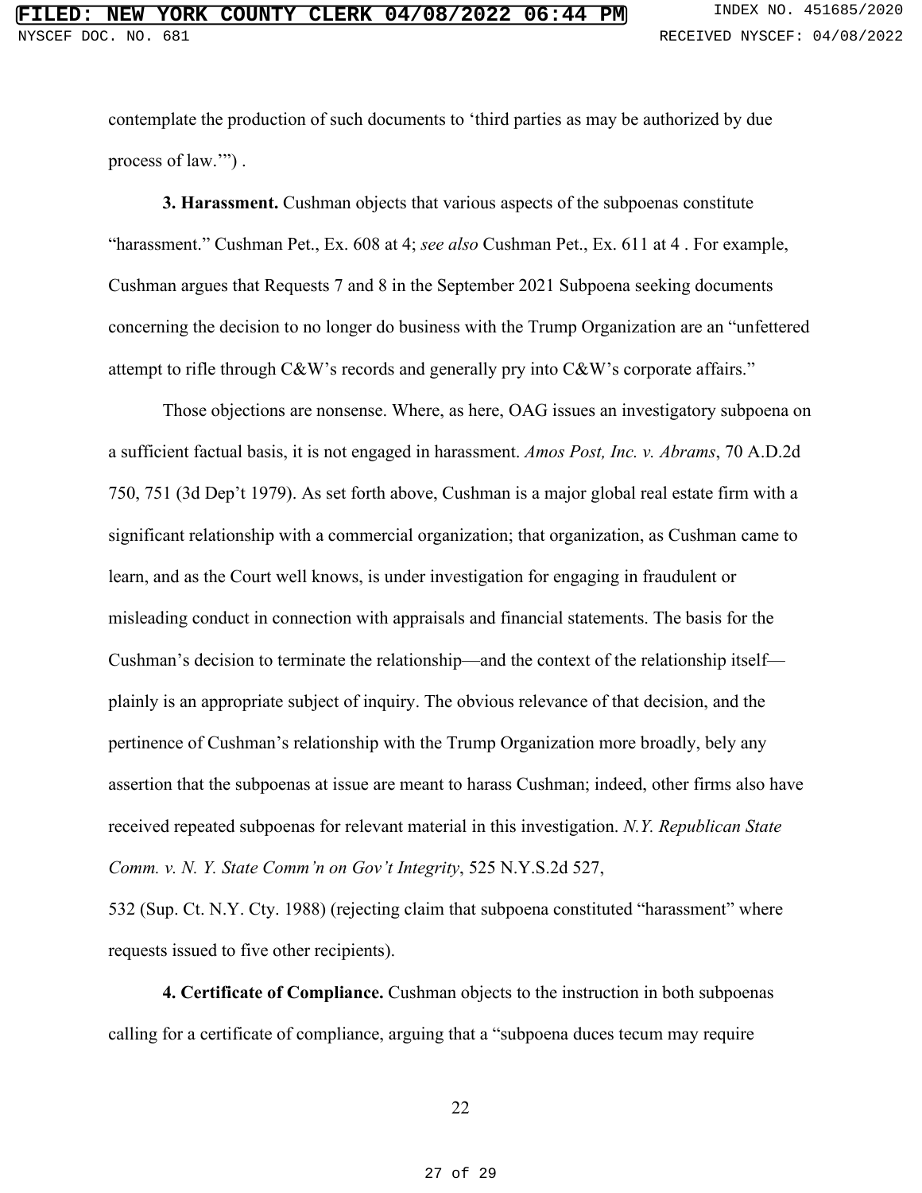contemplate the production of such documents to 'third parties as may be authorized by due process of law.'") .

**3. Harassment.** Cushman objects that various aspects of the subpoenas constitute "harassment." Cushman Pet., Ex. 608 at 4; *see also* Cushman Pet., Ex. 611 at 4 . For example, Cushman argues that Requests 7 and 8 in the September 2021 Subpoena seeking documents concerning the decision to no longer do business with the Trump Organization are an "unfettered attempt to rifle through C&W's records and generally pry into C&W's corporate affairs."

Those objections are nonsense. Where, as here, OAG issues an investigatory subpoena on a sufficient factual basis, it is not engaged in harassment. *Amos Post, Inc. v. Abrams*, 70 A.D.2d 750, 751 (3d Dep't 1979). As set forth above, Cushman is a major global real estate firm with a significant relationship with a commercial organization; that organization, as Cushman came to learn, and as the Court well knows, is under investigation for engaging in fraudulent or misleading conduct in connection with appraisals and financial statements. The basis for the Cushman's decision to terminate the relationship—and the context of the relationship itself—plainly is an appropriate subject of inquiry. The obvious relevance of that decision, and the pertinence of Cushman's relationship with the Trump Organization more broadly, bely any assertion that the subpoenas at issue are meant to harass Cushman; indeed, other firms also have received repeated subpoenas for relevant material in this investigation. *N.Y. Republican State Comm. v. N. Y. State Comm'n on Gov't Integrity*, 525 N.Y.S.2d 527, 532 (Sup. Ct. N.Y. Cty. 1988) (rejecting claim that subpoena constituted "harassment" where requests issued to five other recipients).

**4. Certificate of Compliance.** Cushman objects to the instruction in both subpoenas calling for a certificate of compliance, arguing that a "subpoena duces tecum may require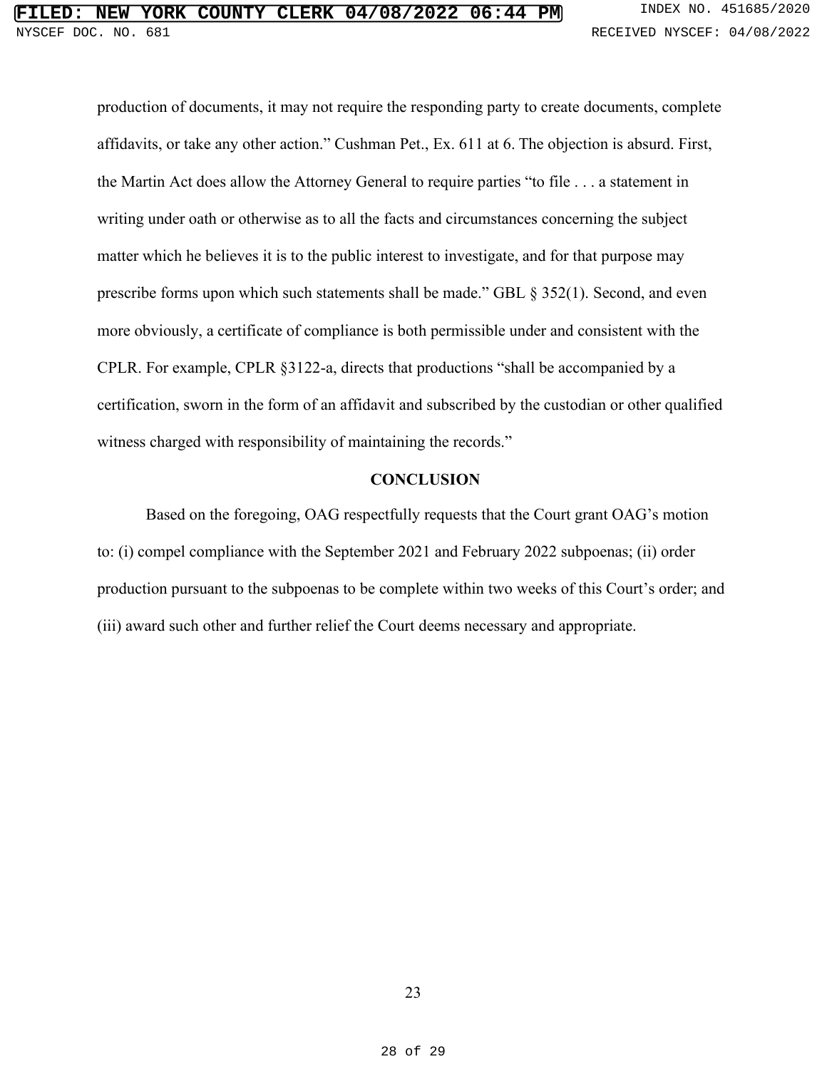production of documents, it may not require the responding party to create documents, complete affidavits, or take any other action." Cushman Pet., Ex. 611 at 6. The objection is absurd. First, the Martin Act does allow the Attorney General to require parties "to file . . . a statement in writing under oath or otherwise as to all the facts and circumstances concerning the subject matter which he believes it is to the public interest to investigate, and for that purpose may prescribe forms upon which such statements shall be made." GBL § 352(1). Second, and even more obviously, a certificate of compliance is both permissible under and consistent with the CPLR. For example, CPLR §3122-a, directs that productions "shall be accompanied by a certification, sworn in the form of an affidavit and subscribed by the custodian or other qualified witness charged with responsibility of maintaining the records."

## CONCLUSION

Based on the foregoing, OAG respectfully requests that the Court grant OAG's motion to: (i) compel compliance with the September 2021 and February 2022 subpoenas; (ii) order production pursuant to the subpoenas to be complete within two weeks of this Court's order; and (iii) award such other and further relief the Court deems necessary and appropriate.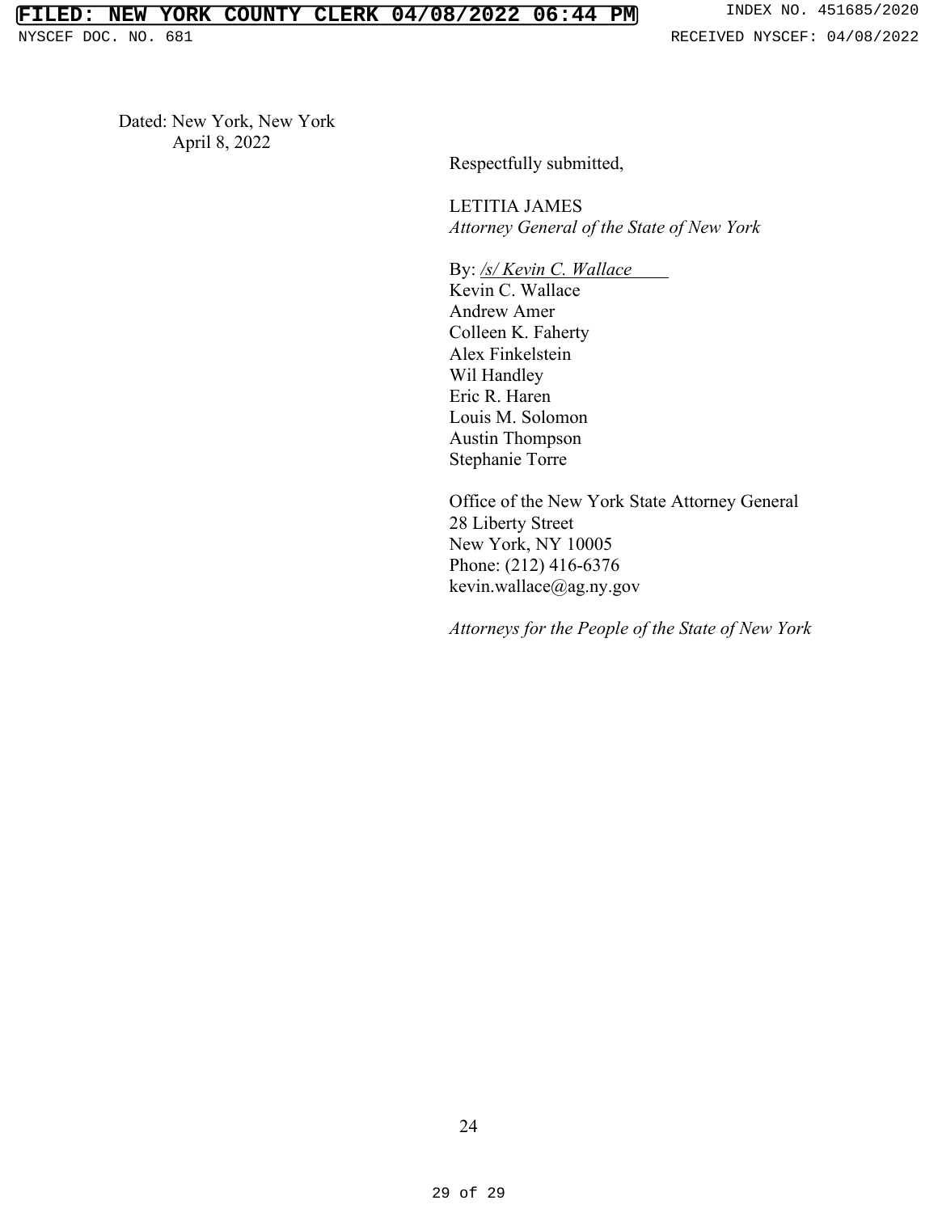Dated: New York, New York
April 8, 2022

Respectfully submitted,

LETITIA JAMES
*Attorney General of the State of New York*

By: */s/ Kevin C. Wallace*
Kevin C. Wallace
Andrew Amer
Colleen K. Faherty
Alex Finkelstein
Wil Handley
Eric R. Haren
Louis M. Solomon
Austin Thompson
Stephanie Torre

Office of the New York State Attorney General
28 Liberty Street
New York, NY 10005
Phone: (212) 416-6376
kevin.wallace@ag.ny.gov

*Attorneys for the People of the State of New York*